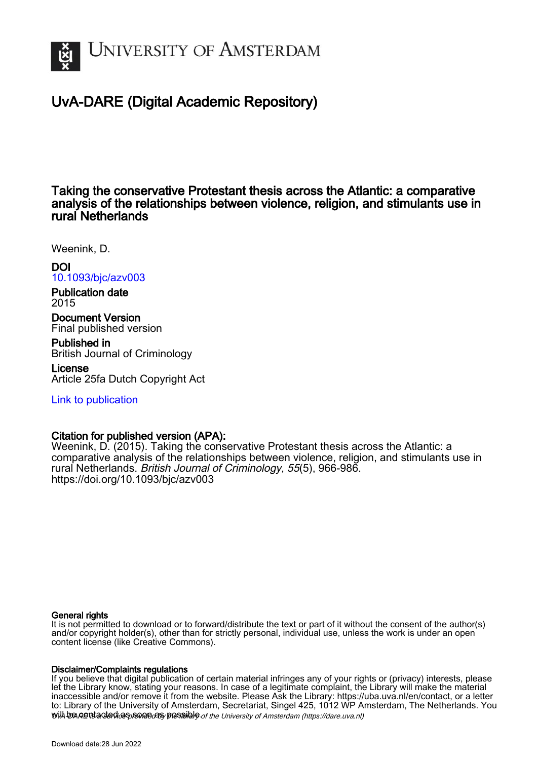# University of Amsterdam

## UvA-DARE (Digital Academic Repository)

### Taking the conservative Protestant thesis across the Atlantic: a comparative analysis of the relationships between violence, religion, and stimulants use in rural Netherlands

Weenink, D.

**DOI**
10.1093/bjc/azv003

**Publication date**
2015

**Document Version**
Final published version

**Published in**
British Journal of Criminology

**License**
Article 25fa Dutch Copyright Act

Link to publication

**Citation for published version (APA):**
Weenink, D. (2015). Taking the conservative Protestant thesis across the Atlantic: a comparative analysis of the relationships between violence, religion, and stimulants use in rural Netherlands. *British Journal of Criminology*, *55*(5), 966-986. https://doi.org/10.1093/bjc/azv003

**General rights**
It is not permitted to download or to forward/distribute the text or part of it without the consent of the author(s) and/or copyright holder(s), other than for strictly personal, individual use, unless the work is under an open content license (like Creative Commons).

**Disclaimer/Complaints regulations**
If you believe that digital publication of certain material infringes any of your rights or (privacy) interests, please let the Library know, stating your reasons. In case of a legitimate complaint, the Library will make the material inaccessible and/or remove it from the website. Please Ask the Library: https://uba.uva.nl/en/contact, or a letter to: Library of the University of Amsterdam, Secretariat, Singel 425, 1012 WP Amsterdam, The Netherlands. You will be contacted as soon as possible.

*UvA-DARE is a service provided by the library of the University of Amsterdam (https://dare.uva.nl)*

Download date:28 Jun 2022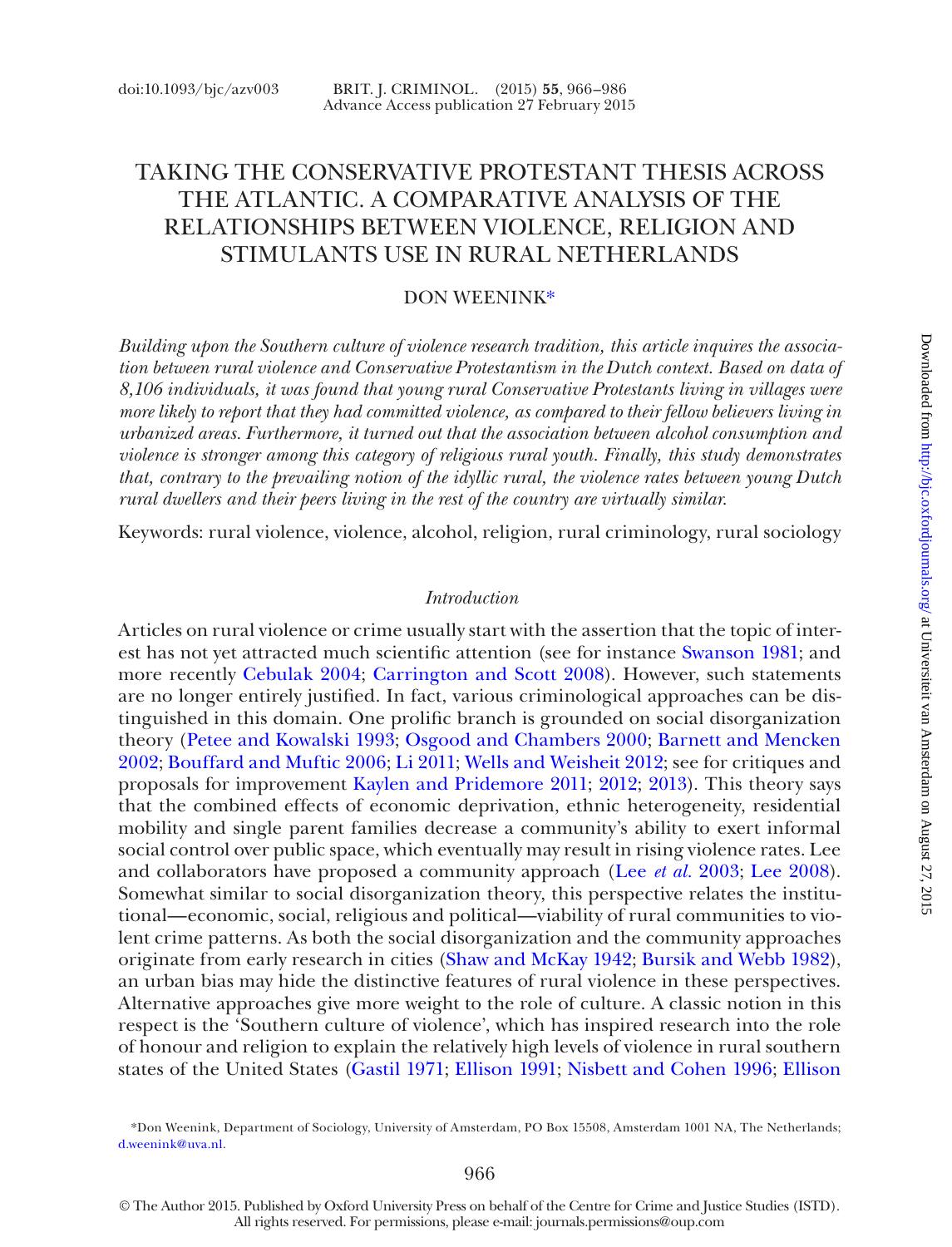# TAKING THE CONSERVATIVE PROTESTANT THESIS ACROSS THE ATLANTIC. A COMPARATIVE ANALYSIS OF THE RELATIONSHIPS BETWEEN VIOLENCE, RELIGION AND STIMULANTS USE IN RURAL NETHERLANDS

DON WEENINK*

*Building upon the Southern culture of violence research tradition, this article inquires the association between rural violence and Conservative Protestantism in the Dutch context. Based on data of 8,106 individuals, it was found that young rural Conservative Protestants living in villages were more likely to report that they had committed violence, as compared to their fellow believers living in urbanized areas. Furthermore, it turned out that the association between alcohol consumption and violence is stronger among this category of religious rural youth. Finally, this study demonstrates that, contrary to the prevailing notion of the idyllic rural, the violence rates between young Dutch rural dwellers and their peers living in the rest of the country are virtually similar.*

Keywords: rural violence, violence, alcohol, religion, rural criminology, rural sociology

## *Introduction*

Articles on rural violence or crime usually start with the assertion that the topic of interest has not yet attracted much scientific attention (see for instance Swanson 1981; and more recently Cebulak 2004; Carrington and Scott 2008). However, such statements are no longer entirely justified. In fact, various criminological approaches can be distinguished in this domain. One prolific branch is grounded on social disorganization theory (Petee and Kowalski 1993; Osgood and Chambers 2000; Barnett and Mencken 2002; Bouffard and Muftic 2006; Li 2011; Wells and Weisheit 2012; see for critiques and proposals for improvement Kaylen and Pridemore 2011; 2012; 2013). This theory says that the combined effects of economic deprivation, ethnic heterogeneity, residential mobility and single parent families decrease a community's ability to exert informal social control over public space, which eventually may result in rising violence rates. Lee and collaborators have proposed a community approach (Lee *et al.* 2003; Lee 2008). Somewhat similar to social disorganization theory, this perspective relates the institutional—economic, social, religious and political—viability of rural communities to violent crime patterns. As both the social disorganization and the community approaches originate from early research in cities (Shaw and McKay 1942; Bursik and Webb 1982), an urban bias may hide the distinctive features of rural violence in these perspectives. Alternative approaches give more weight to the role of culture. A classic notion in this respect is the 'Southern culture of violence', which has inspired research into the role of honour and religion to explain the relatively high levels of violence in rural southern states of the United States (Gastil 1971; Ellison 1991; Nisbett and Cohen 1996; Ellison

*Don Weenink, Department of Sociology, University of Amsterdam, PO Box 15508, Amsterdam 1001 NA, The Netherlands; d.weenink@uva.nl.

© The Author 2015. Published by Oxford University Press on behalf of the Centre for Crime and Justice Studies (ISTD). All rights reserved. For permissions, please e-mail: journals.permissions@oup.com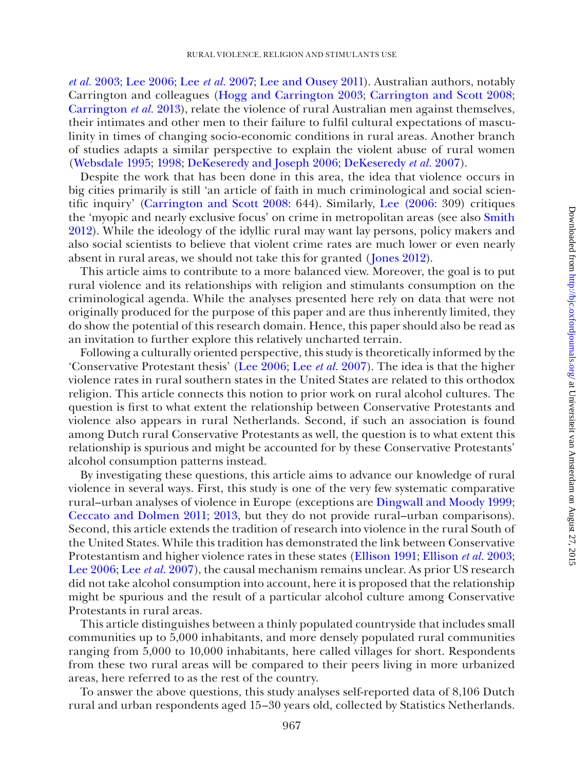*et al.* 2003; Lee 2006; Lee *et al.* 2007; Lee and Ousey 2011). Australian authors, notably Carrington and colleagues (Hogg and Carrington 2003; Carrington and Scott 2008; Carrington *et al.* 2013), relate the violence of rural Australian men against themselves, their intimates and other men to their failure to fulfil cultural expectations of masculinity in times of changing socio-economic conditions in rural areas. Another branch of studies adapts a similar perspective to explain the violent abuse of rural women (Websdale 1995; 1998; DeKeseredy and Joseph 2006; DeKeseredy *et al.* 2007).

Despite the work that has been done in this area, the idea that violence occurs in big cities primarily is still 'an article of faith in much criminological and social scientific inquiry' (Carrington and Scott 2008: 644). Similarly, Lee (2006: 309) critiques the 'myopic and nearly exclusive focus' on crime in metropolitan areas (see also Smith 2012). While the ideology of the idyllic rural may want lay persons, policy makers and also social scientists to believe that violent crime rates are much lower or even nearly absent in rural areas, we should not take this for granted (Jones 2012).

This article aims to contribute to a more balanced view. Moreover, the goal is to put rural violence and its relationships with religion and stimulants consumption on the criminological agenda. While the analyses presented here rely on data that were not originally produced for the purpose of this paper and are thus inherently limited, they do show the potential of this research domain. Hence, this paper should also be read as an invitation to further explore this relatively uncharted terrain.

Following a culturally oriented perspective, this study is theoretically informed by the 'Conservative Protestant thesis' (Lee 2006; Lee *et al.* 2007). The idea is that the higher violence rates in rural southern states in the United States are related to this orthodox religion. This article connects this notion to prior work on rural alcohol cultures. The question is first to what extent the relationship between Conservative Protestants and violence also appears in rural Netherlands. Second, if such an association is found among Dutch rural Conservative Protestants as well, the question is to what extent this relationship is spurious and might be accounted for by these Conservative Protestants' alcohol consumption patterns instead.

By investigating these questions, this article aims to advance our knowledge of rural violence in several ways. First, this study is one of the very few systematic comparative rural–urban analyses of violence in Europe (exceptions are Dingwall and Moody 1999; Ceccato and Dolmen 2011; 2013, but they do not provide rural–urban comparisons). Second, this article extends the tradition of research into violence in the rural South of the United States. While this tradition has demonstrated the link between Conservative Protestantism and higher violence rates in these states (Ellison 1991; Ellison *et al.* 2003; Lee 2006; Lee *et al.* 2007), the causal mechanism remains unclear. As prior US research did not take alcohol consumption into account, here it is proposed that the relationship might be spurious and the result of a particular alcohol culture among Conservative Protestants in rural areas.

This article distinguishes between a thinly populated countryside that includes small communities up to 5,000 inhabitants, and more densely populated rural communities ranging from 5,000 to 10,000 inhabitants, here called villages for short. Respondents from these two rural areas will be compared to their peers living in more urbanized areas, here referred to as the rest of the country.

To answer the above questions, this study analyses self-reported data of 8,106 Dutch rural and urban respondents aged 15–30 years old, collected by Statistics Netherlands.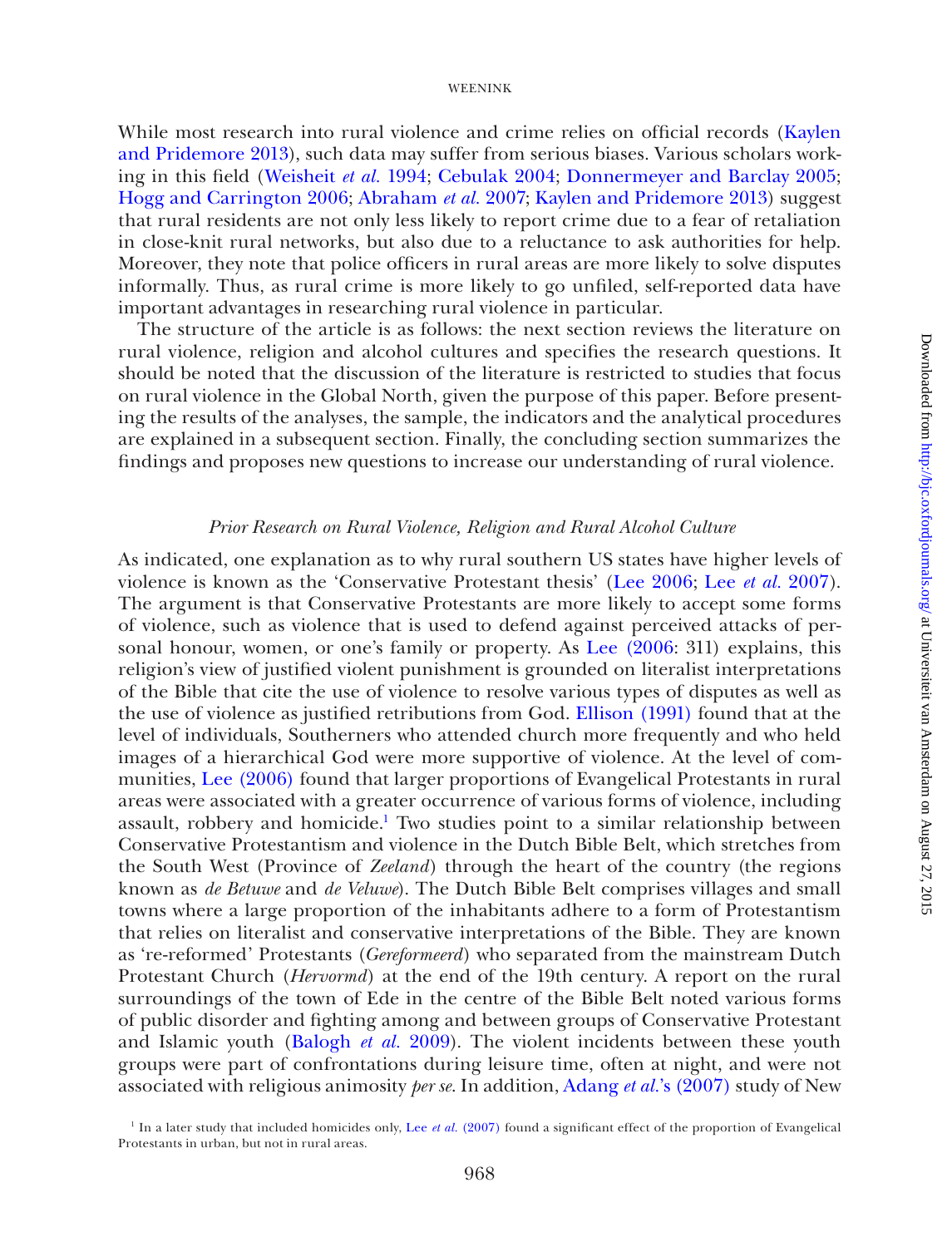While most research into rural violence and crime relies on official records (Kaylen and Pridemore 2013), such data may suffer from serious biases. Various scholars working in this field (Weisheit *et al.* 1994; Cebulak 2004; Donnermeyer and Barclay 2005; Hogg and Carrington 2006; Abraham *et al.* 2007; Kaylen and Pridemore 2013) suggest that rural residents are not only less likely to report crime due to a fear of retaliation in close-knit rural networks, but also due to a reluctance to ask authorities for help. Moreover, they note that police officers in rural areas are more likely to solve disputes informally. Thus, as rural crime is more likely to go unfiled, self-reported data have important advantages in researching rural violence in particular.

The structure of the article is as follows: the next section reviews the literature on rural violence, religion and alcohol cultures and specifies the research questions. It should be noted that the discussion of the literature is restricted to studies that focus on rural violence in the Global North, given the purpose of this paper. Before presenting the results of the analyses, the sample, the indicators and the analytical procedures are explained in a subsequent section. Finally, the concluding section summarizes the findings and proposes new questions to increase our understanding of rural violence.

### *Prior Research on Rural Violence, Religion and Rural Alcohol Culture*

As indicated, one explanation as to why rural southern US states have higher levels of violence is known as the 'Conservative Protestant thesis' (Lee 2006; Lee *et al.* 2007). The argument is that Conservative Protestants are more likely to accept some forms of violence, such as violence that is used to defend against perceived attacks of personal honour, women, or one's family or property. As Lee (2006: 311) explains, this religion's view of justified violent punishment is grounded on literalist interpretations of the Bible that cite the use of violence to resolve various types of disputes as well as the use of violence as justified retributions from God. Ellison (1991) found that at the level of individuals, Southerners who attended church more frequently and who held images of a hierarchical God were more supportive of violence. At the level of communities, Lee (2006) found that larger proportions of Evangelical Protestants in rural areas were associated with a greater occurrence of various forms of violence, including assault, robbery and homicide.[1] Two studies point to a similar relationship between Conservative Protestantism and violence in the Dutch Bible Belt, which stretches from the South West (Province of *Zeeland*) through the heart of the country (the regions known as *de Betuwe* and *de Veluwe*). The Dutch Bible Belt comprises villages and small towns where a large proportion of the inhabitants adhere to a form of Protestantism that relies on literalist and conservative interpretations of the Bible. They are known as 're-reformed' Protestants (*Gereformeerd*) who separated from the mainstream Dutch Protestant Church (*Hervormd*) at the end of the 19th century. A report on the rural surroundings of the town of Ede in the centre of the Bible Belt noted various forms of public disorder and fighting among and between groups of Conservative Protestant and Islamic youth (Balogh *et al.* 2009). The violent incidents between these youth groups were part of confrontations during leisure time, often at night, and were not associated with religious animosity *per se*. In addition, Adang *et al.*'s (2007) study of New

[1] In a later study that included homicides only, Lee *et al.* (2007) found a significant effect of the proportion of Evangelical Protestants in urban, but not in rural areas.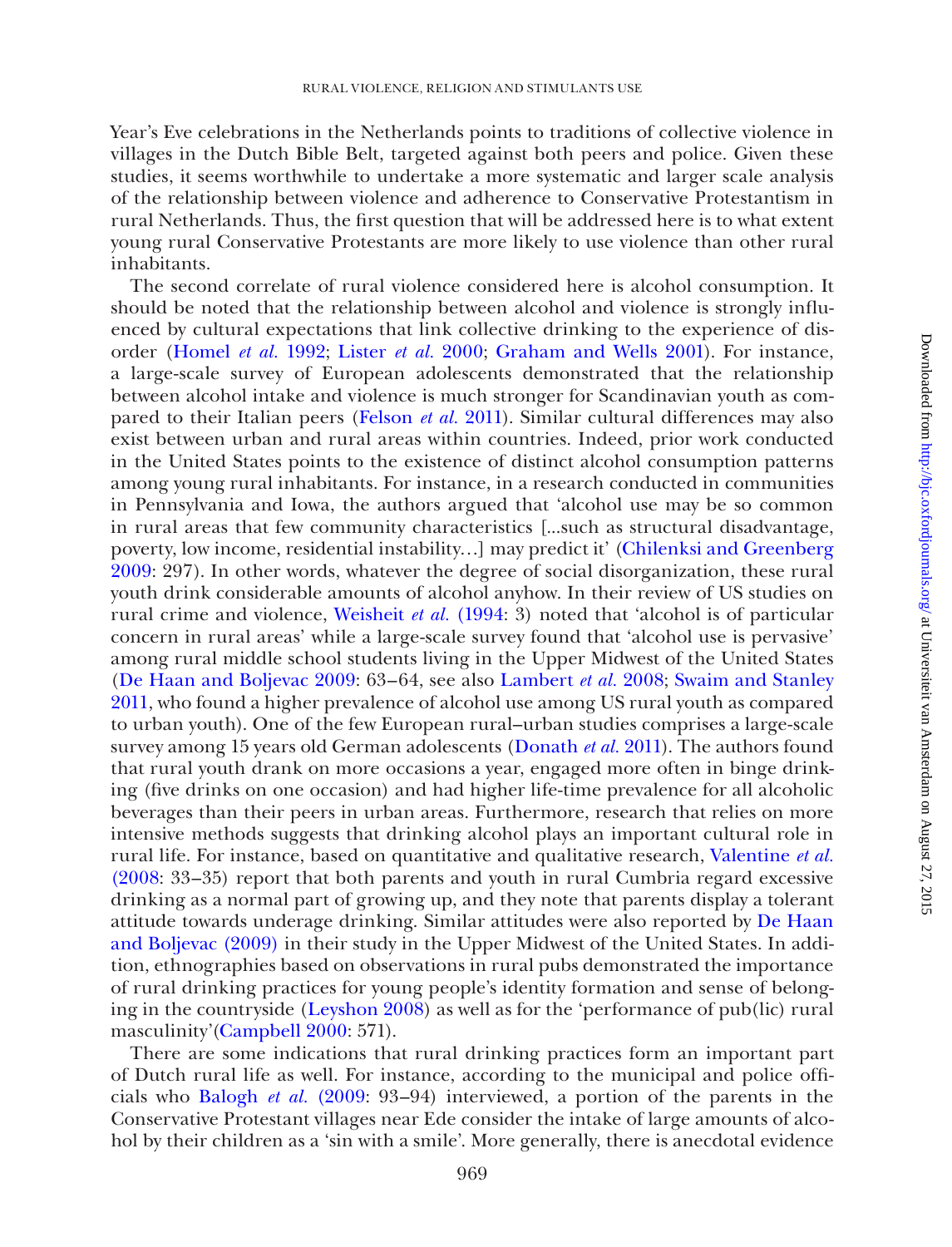Year's Eve celebrations in the Netherlands points to traditions of collective violence in villages in the Dutch Bible Belt, targeted against both peers and police. Given these studies, it seems worthwhile to undertake a more systematic and larger scale analysis of the relationship between violence and adherence to Conservative Protestantism in rural Netherlands. Thus, the first question that will be addressed here is to what extent young rural Conservative Protestants are more likely to use violence than other rural inhabitants.

The second correlate of rural violence considered here is alcohol consumption. It should be noted that the relationship between alcohol and violence is strongly influenced by cultural expectations that link collective drinking to the experience of disorder (Homel *et al.* 1992; Lister *et al.* 2000; Graham and Wells 2001). For instance, a large-scale survey of European adolescents demonstrated that the relationship between alcohol intake and violence is much stronger for Scandinavian youth as compared to their Italian peers (Felson *et al.* 2011). Similar cultural differences may also exist between urban and rural areas within countries. Indeed, prior work conducted in the United States points to the existence of distinct alcohol consumption patterns among young rural inhabitants. For instance, in a research conducted in communities in Pennsylvania and Iowa, the authors argued that 'alcohol use may be so common in rural areas that few community characteristics [...such as structural disadvantage, poverty, low income, residential instability…] may predict it' (Chilenksi and Greenberg 2009: 297). In other words, whatever the degree of social disorganization, these rural youth drink considerable amounts of alcohol anyhow. In their review of US studies on rural crime and violence, Weisheit *et al.* (1994: 3) noted that 'alcohol is of particular concern in rural areas' while a large-scale survey found that 'alcohol use is pervasive' among rural middle school students living in the Upper Midwest of the United States (De Haan and Boljevac 2009: 63–64, see also Lambert *et al.* 2008; Swaim and Stanley 2011, who found a higher prevalence of alcohol use among US rural youth as compared to urban youth). One of the few European rural–urban studies comprises a large-scale survey among 15 years old German adolescents (Donath *et al.* 2011). The authors found that rural youth drank on more occasions a year, engaged more often in binge drinking (five drinks on one occasion) and had higher life-time prevalence for all alcoholic beverages than their peers in urban areas. Furthermore, research that relies on more intensive methods suggests that drinking alcohol plays an important cultural role in rural life. For instance, based on quantitative and qualitative research, Valentine *et al.* (2008: 33–35) report that both parents and youth in rural Cumbria regard excessive drinking as a normal part of growing up, and they note that parents display a tolerant attitude towards underage drinking. Similar attitudes were also reported by De Haan and Boljevac (2009) in their study in the Upper Midwest of the United States. In addition, ethnographies based on observations in rural pubs demonstrated the importance of rural drinking practices for young people's identity formation and sense of belonging in the countryside (Leyshon 2008) as well as for the 'performance of pub(lic) rural masculinity'(Campbell 2000: 571).

There are some indications that rural drinking practices form an important part of Dutch rural life as well. For instance, according to the municipal and police officials who Balogh *et al.* (2009: 93–94) interviewed, a portion of the parents in the Conservative Protestant villages near Ede consider the intake of large amounts of alcohol by their children as a 'sin with a smile'. More generally, there is anecdotal evidence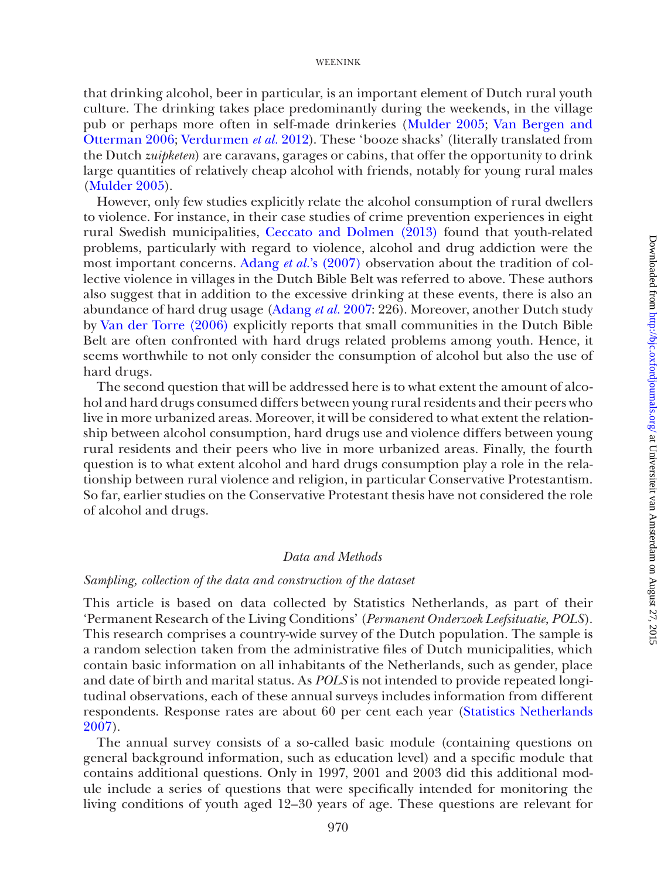that drinking alcohol, beer in particular, is an important element of Dutch rural youth culture. The drinking takes place predominantly during the weekends, in the village pub or perhaps more often in self-made drinkeries (Mulder 2005; Van Bergen and Otterman 2006; Verdurmen *et al.* 2012). These 'booze shacks' (literally translated from the Dutch *zuipketen*) are caravans, garages or cabins, that offer the opportunity to drink large quantities of relatively cheap alcohol with friends, notably for young rural males (Mulder 2005).

However, only few studies explicitly relate the alcohol consumption of rural dwellers to violence. For instance, in their case studies of crime prevention experiences in eight rural Swedish municipalities, Ceccato and Dolmen (2013) found that youth-related problems, particularly with regard to violence, alcohol and drug addiction were the most important concerns. Adang *et al.*'s (2007) observation about the tradition of collective violence in villages in the Dutch Bible Belt was referred to above. These authors also suggest that in addition to the excessive drinking at these events, there is also an abundance of hard drug usage (Adang *et al.* 2007: 226). Moreover, another Dutch study by Van der Torre (2006) explicitly reports that small communities in the Dutch Bible Belt are often confronted with hard drugs related problems among youth. Hence, it seems worthwhile to not only consider the consumption of alcohol but also the use of hard drugs.

The second question that will be addressed here is to what extent the amount of alcohol and hard drugs consumed differs between young rural residents and their peers who live in more urbanized areas. Moreover, it will be considered to what extent the relationship between alcohol consumption, hard drugs use and violence differs between young rural residents and their peers who live in more urbanized areas. Finally, the fourth question is to what extent alcohol and hard drugs consumption play a role in the relationship between rural violence and religion, in particular Conservative Protestantism. So far, earlier studies on the Conservative Protestant thesis have not considered the role of alcohol and drugs.

## *Data and Methods*

### *Sampling, collection of the data and construction of the dataset*

This article is based on data collected by Statistics Netherlands, as part of their 'Permanent Research of the Living Conditions' (*Permanent Onderzoek Leefsituatie, POLS*). This research comprises a country-wide survey of the Dutch population. The sample is a random selection taken from the administrative files of Dutch municipalities, which contain basic information on all inhabitants of the Netherlands, such as gender, place and date of birth and marital status. As *POLS* is not intended to provide repeated longitudinal observations, each of these annual surveys includes information from different respondents. Response rates are about 60 per cent each year (Statistics Netherlands 2007).

The annual survey consists of a so-called basic module (containing questions on general background information, such as education level) and a specific module that contains additional questions. Only in 1997, 2001 and 2003 did this additional module include a series of questions that were specifically intended for monitoring the living conditions of youth aged 12–30 years of age. These questions are relevant for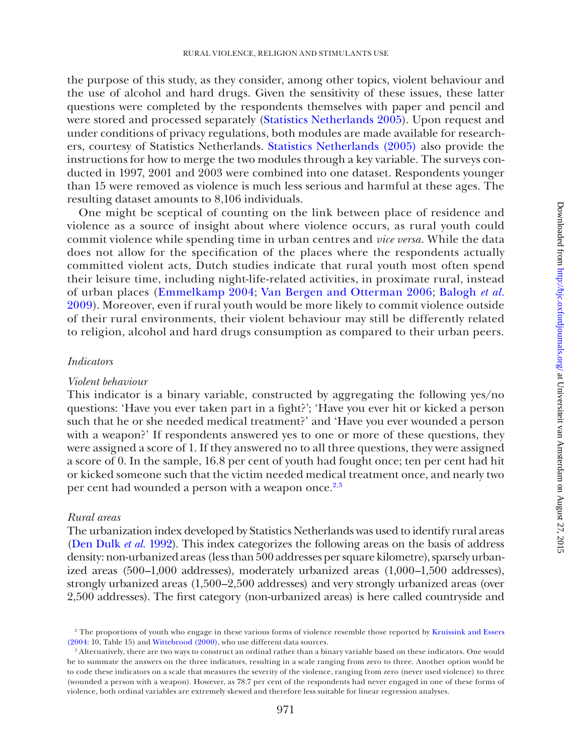the purpose of this study, as they consider, among other topics, violent behaviour and the use of alcohol and hard drugs. Given the sensitivity of these issues, these latter questions were completed by the respondents themselves with paper and pencil and were stored and processed separately (Statistics Netherlands 2005). Upon request and under conditions of privacy regulations, both modules are made available for researchers, courtesy of Statistics Netherlands. Statistics Netherlands (2005) also provide the instructions for how to merge the two modules through a key variable. The surveys conducted in 1997, 2001 and 2003 were combined into one dataset. Respondents younger than 15 were removed as violence is much less serious and harmful at these ages. The resulting dataset amounts to 8,106 individuals.

One might be sceptical of counting on the link between place of residence and violence as a source of insight about where violence occurs, as rural youth could commit violence while spending time in urban centres and *vice versa*. While the data does not allow for the specification of the places where the respondents actually committed violent acts, Dutch studies indicate that rural youth most often spend their leisure time, including night-life-related activities, in proximate rural, instead of urban places (Emmelkamp 2004; Van Bergen and Otterman 2006; Balogh *et al.* 2009). Moreover, even if rural youth would be more likely to commit violence outside of their rural environments, their violent behaviour may still be differently related to religion, alcohol and hard drugs consumption as compared to their urban peers.

### *Indicators*

#### *Violent behaviour*

This indicator is a binary variable, constructed by aggregating the following yes/no questions: 'Have you ever taken part in a fight?'; 'Have you ever hit or kicked a person such that he or she needed medical treatment?' and 'Have you ever wounded a person with a weapon?' If respondents answered yes to one or more of these questions, they were assigned a score of 1. If they answered no to all three questions, they were assigned a score of 0. In the sample, 16.8 per cent of youth had fought once; ten per cent had hit or kicked someone such that the victim needed medical treatment once, and nearly two per cent had wounded a person with a weapon once.[2,3]

#### *Rural areas*

The urbanization index developed by Statistics Netherlands was used to identify rural areas (Den Dulk *et al.* 1992). This index categorizes the following areas on the basis of address density: non-urbanized areas (less than 500 addresses per square kilometre), sparsely urbanized areas (500–1,000 addresses), moderately urbanized areas (1,000–1,500 addresses), strongly urbanized areas (1,500–2,500 addresses) and very strongly urbanized areas (over 2,500 addresses). The first category (non-urbanized areas) is here called countryside and

---

[2] The proportions of youth who engage in these various forms of violence resemble those reported by Kruissink and Essers (2004: 10, Table 15) and Wittebrood (2000), who use different data sources.

[3] Alternatively, there are two ways to construct an ordinal rather than a binary variable based on these indicators. One would be to summate the answers on the three indicators, resulting in a scale ranging from zero to three. Another option would be to code these indicators on a scale that measures the severity of the violence, ranging from zero (never used violence) to three (wounded a person with a weapon). However, as 78.7 per cent of the respondents had never engaged in one of these forms of violence, both ordinal variables are extremely skewed and therefore less suitable for linear regression analyses.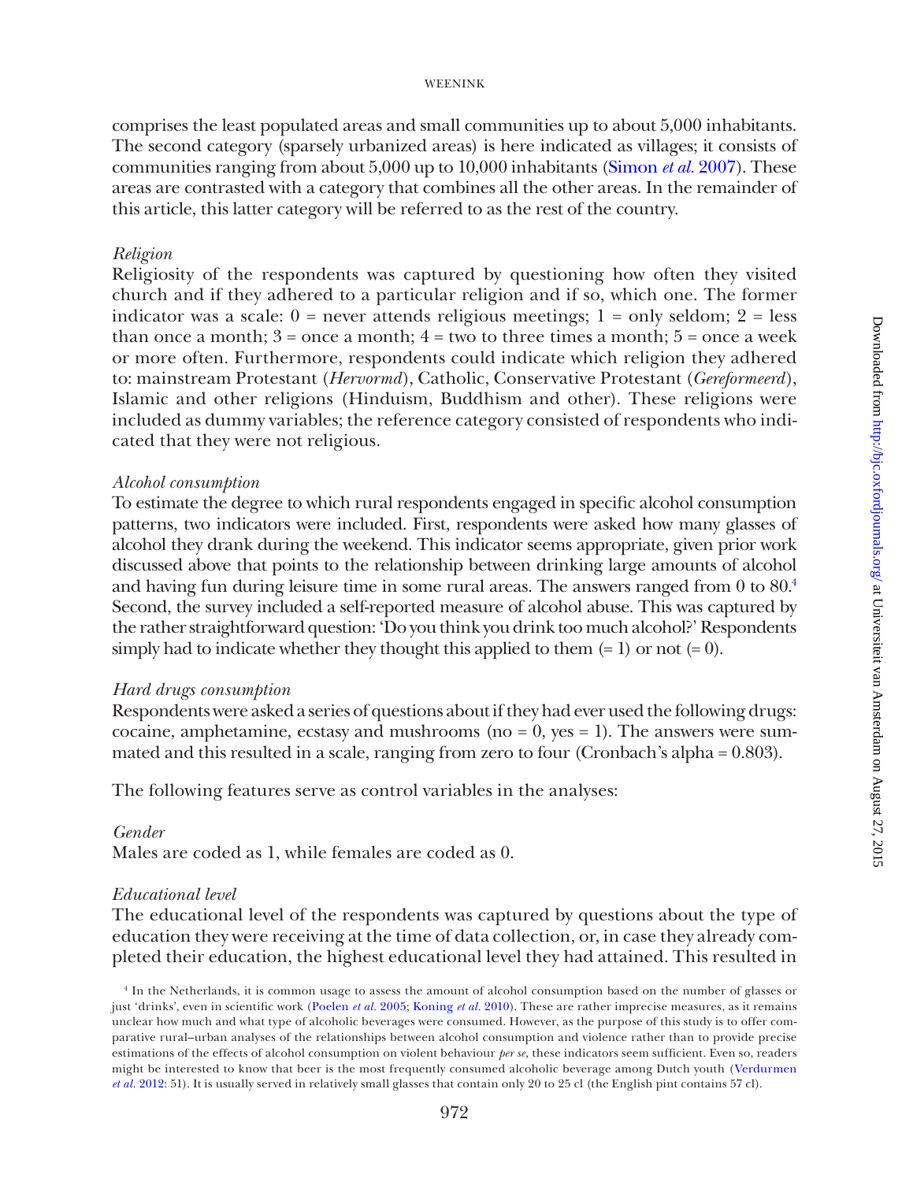comprises the least populated areas and small communities up to about 5,000 inhabitants. The second category (sparsely urbanized areas) is here indicated as villages; it consists of communities ranging from about 5,000 up to 10,000 inhabitants (Simon *et al.* 2007). These areas are contrasted with a category that combines all the other areas. In the remainder of this article, this latter category will be referred to as the rest of the country.

*Religion*

Religiosity of the respondents was captured by questioning how often they visited church and if they adhered to a particular religion and if so, which one. The former indicator was a scale: 0 = never attends religious meetings; 1 = only seldom; 2 = less than once a month; 3 = once a month; 4 = two to three times a month; 5 = once a week or more often. Furthermore, respondents could indicate which religion they adhered to: mainstream Protestant (*Hervormd*), Catholic, Conservative Protestant (*Gereformeerd*), Islamic and other religions (Hinduism, Buddhism and other). These religions were included as dummy variables; the reference category consisted of respondents who indicated that they were not religious.

*Alcohol consumption*

To estimate the degree to which rural respondents engaged in specific alcohol consumption patterns, two indicators were included. First, respondents were asked how many glasses of alcohol they drank during the weekend. This indicator seems appropriate, given prior work discussed above that points to the relationship between drinking large amounts of alcohol and having fun during leisure time in some rural areas. The answers ranged from 0 to 80.[4] Second, the survey included a self-reported measure of alcohol abuse. This was captured by the rather straightforward question: 'Do you think you drink too much alcohol?' Respondents simply had to indicate whether they thought this applied to them (= 1) or not (= 0).

*Hard drugs consumption*

Respondents were asked a series of questions about if they had ever used the following drugs: cocaine, amphetamine, ecstasy and mushrooms (no = 0, yes = 1). The answers were summated and this resulted in a scale, ranging from zero to four (Cronbach's alpha = 0.803).

The following features serve as control variables in the analyses:

*Gender*

Males are coded as 1, while females are coded as 0.

*Educational level*

The educational level of the respondents was captured by questions about the type of education they were receiving at the time of data collection, or, in case they already completed their education, the highest educational level they had attained. This resulted in

[4] In the Netherlands, it is common usage to assess the amount of alcohol consumption based on the number of glasses or just 'drinks', even in scientific work (Poelen *et al.* 2005; Koning *et al.* 2010). These are rather imprecise measures, as it remains unclear how much and what type of alcoholic beverages were consumed. However, as the purpose of this study is to offer comparative rural–urban analyses of the relationships between alcohol consumption and violence rather than to provide precise estimations of the effects of alcohol consumption on violent behaviour *per se*, these indicators seem sufficient. Even so, readers might be interested to know that beer is the most frequently consumed alcoholic beverage among Dutch youth (Verdurmen *et al.* 2012: 51). It is usually served in relatively small glasses that contain only 20 to 25 cl (the English pint contains 57 cl).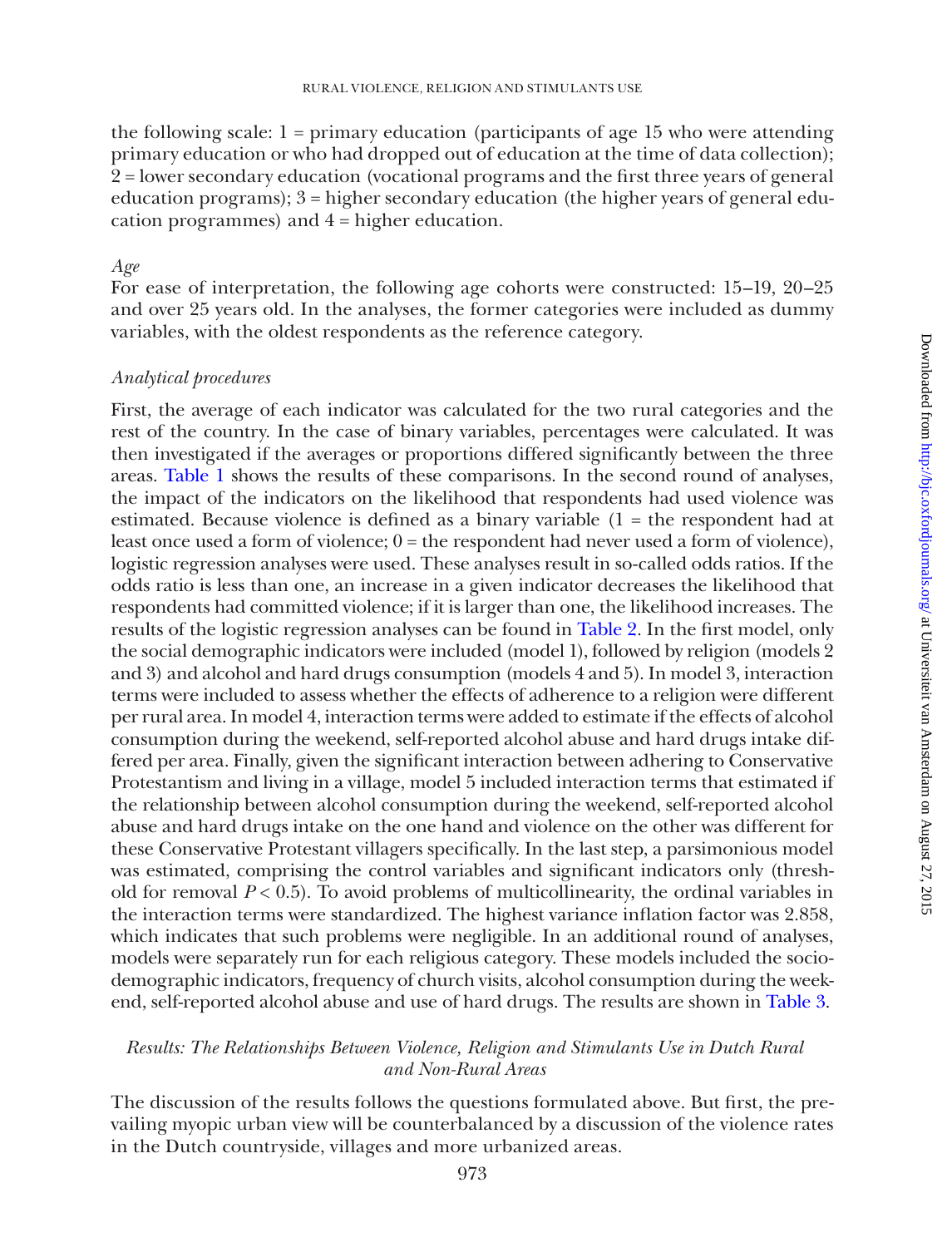the following scale: 1 = primary education (participants of age 15 who were attending primary education or who had dropped out of education at the time of data collection); 2 = lower secondary education (vocational programs and the first three years of general education programs); 3 = higher secondary education (the higher years of general education programmes) and 4 = higher education.

*Age*

For ease of interpretation, the following age cohorts were constructed: 15–19, 20–25 and over 25 years old. In the analyses, the former categories were included as dummy variables, with the oldest respondents as the reference category.

*Analytical procedures*

First, the average of each indicator was calculated for the two rural categories and the rest of the country. In the case of binary variables, percentages were calculated. It was then investigated if the averages or proportions differed significantly between the three areas. Table 1 shows the results of these comparisons. In the second round of analyses, the impact of the indicators on the likelihood that respondents had used violence was estimated. Because violence is defined as a binary variable (1 = the respondent had at least once used a form of violence; 0 = the respondent had never used a form of violence), logistic regression analyses were used. These analyses result in so-called odds ratios. If the odds ratio is less than one, an increase in a given indicator decreases the likelihood that respondents had committed violence; if it is larger than one, the likelihood increases. The results of the logistic regression analyses can be found in Table 2. In the first model, only the social demographic indicators were included (model 1), followed by religion (models 2 and 3) and alcohol and hard drugs consumption (models 4 and 5). In model 3, interaction terms were included to assess whether the effects of adherence to a religion were different per rural area. In model 4, interaction terms were added to estimate if the effects of alcohol consumption during the weekend, self-reported alcohol abuse and hard drugs intake differed per area. Finally, given the significant interaction between adhering to Conservative Protestantism and living in a village, model 5 included interaction terms that estimated if the relationship between alcohol consumption during the weekend, self-reported alcohol abuse and hard drugs intake on the one hand and violence on the other was different for these Conservative Protestant villagers specifically. In the last step, a parsimonious model was estimated, comprising the control variables and significant indicators only (threshold for removal $P < 0.5$). To avoid problems of multicollinearity, the ordinal variables in the interaction terms were standardized. The highest variance inflation factor was 2.858, which indicates that such problems were negligible. In an additional round of analyses, models were separately run for each religious category. These models included the sociodemographic indicators, frequency of church visits, alcohol consumption during the weekend, self-reported alcohol abuse and use of hard drugs. The results are shown in Table 3.

### *Results: The Relationships Between Violence, Religion and Stimulants Use in Dutch Rural and Non-Rural Areas*

The discussion of the results follows the questions formulated above. But first, the prevailing myopic urban view will be counterbalanced by a discussion of the violence rates in the Dutch countryside, villages and more urbanized areas.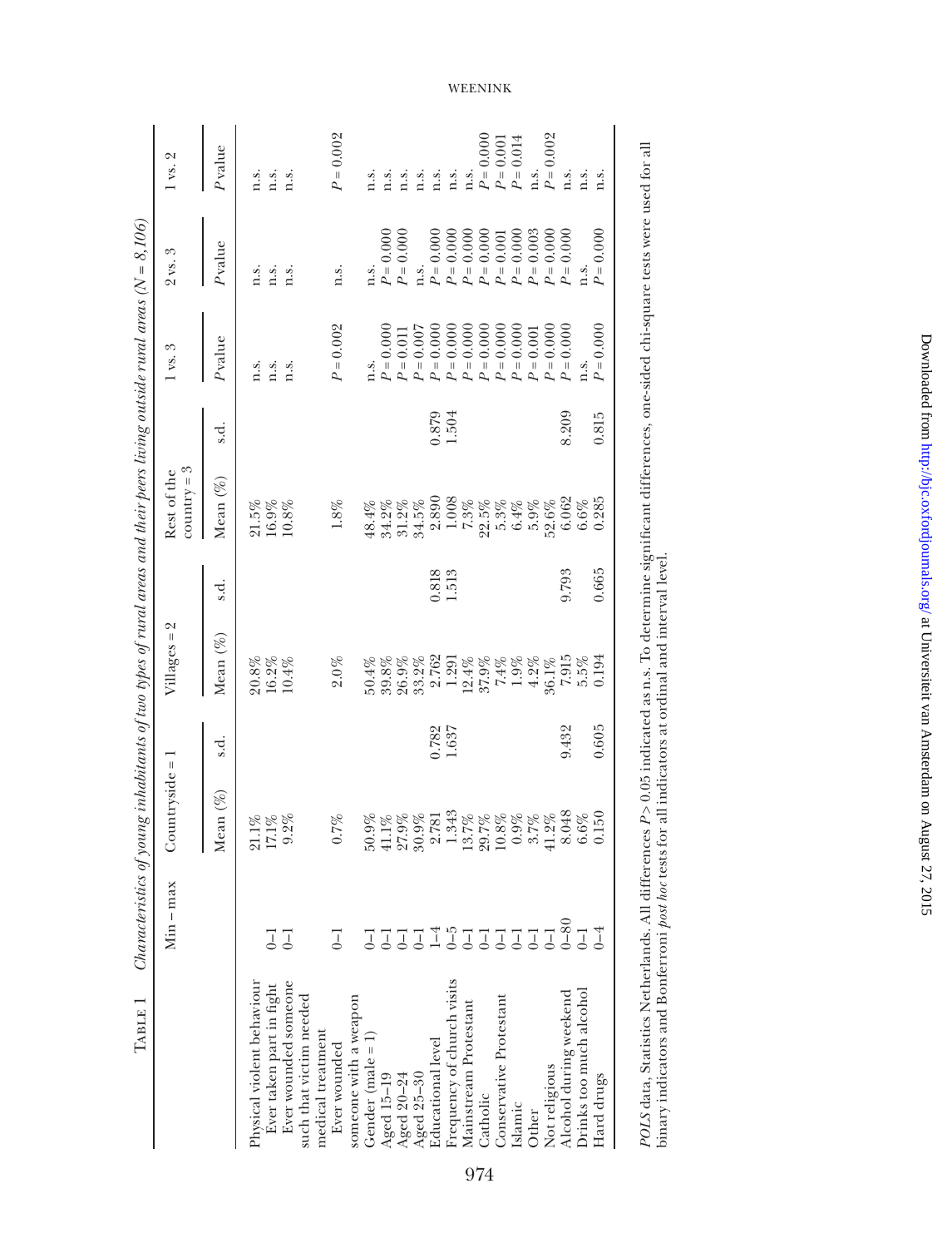TABLE 1 *Characteristics of young inhabitants of two types of rural areas and their peers living outside rural areas (N = 8,106)*

| | Min – max | Countryside = 1 | | Villages = 2 | | Rest of the country = 3 | | 1 vs. 3 | 2 vs. 3 | 1 vs. 2 |
|---|---|---|---|---|---|---|---|---|---|---|
| | | Mean (%) | s.d. | Mean (%) | s.d. | Mean (%) | s.d. | *P* value | *P* value | *P* value |
| Physical violent behaviour | | 21.1% | | 20.8% | | 21.5% | | n.s. | n.s. | n.s. |
| Ever taken part in fight | 0–1 | 17.1% | | 16.2% | | 16.9% | | n.s. | n.s. | n.s. |
| Ever wounded someone such that victim needed medical treatment | 0–1 | 9.2% | | 10.4% | | 10.8% | | n.s. | n.s. | n.s. |
| Ever wounded someone with a weapon | 0–1 | 0.7% | | 2.0% | | 1.8% | | *P* = 0.002 | n.s. | *P* = 0.002 |
| Gender (male = 1) | 0–1 | 50.9% | | 50.4% | | 48.4% | | n.s. | n.s. | n.s. |
| Aged 15–19 | 0–1 | 41.1% | | 39.8% | | 34.2% | | *P* = 0.000 | *P* = 0.000 | n.s. |
| Aged 20–24 | 0–1 | 27.9% | | 26.9% | | 31.2% | | *P* = 0.011 | *P* = 0.000 | n.s. |
| Aged 25–30 | 0–1 | 30.9% | | 33.2% | | 34.5% | | *P* = 0.007 | n.s. | n.s. |
| Educational level | 1–4 | 2.781 | 0.782 | 2.762 | 0.818 | 2.890 | 0.879 | *P* = 0.000 | *P* = 0.000 | n.s. |
| Frequency of church visits | 0–5 | 1.343 | 1.637 | 1.291 | 1.513 | 1.008 | 1.504 | *P* = 0.000 | *P* = 0.000 | n.s. |
| Mainstream Protestant | 0–1 | 13.7% | | 12.4% | | 7.3% | | *P* = 0.000 | *P* = 0.000 | n.s. |
| Catholic | 0–1 | 29.7% | | 37.9% | | 22.5% | | *P* = 0.000 | *P* = 0.000 | *P* = 0.000 |
| Conservative Protestant | 0–1 | 10.8% | | 7.4% | | 5.3% | | *P* = 0.000 | *P* = 0.001 | *P* = 0.001 |
| Islamic | 0–1 | 0.9% | | 1.9% | | 6.4% | | *P* = 0.000 | *P* = 0.000 | *P* = 0.014 |
| Other | 0–1 | 3.7% | | 4.2% | | 5.9% | | *P* = 0.001 | *P* = 0.003 | n.s. |
| Not religious | 0–1 | 41.2% | | 36.1% | | 52.6% | | *P* = 0.000 | *P* = 0.000 | *P* = 0.002 |
| Alcohol during weekend | 0–80 | 8.048 | 9.432 | 7.915 | 9.793 | 6.062 | 8.209 | *P* = 0.000 | *P* = 0.000 | n.s. |
| Drinks too much alcohol | 0–1 | 6.6% | | 5.5% | | 6.6% | | n.s. | n.s. | n.s. |
| Hard drugs | 0–4 | 0.150 | 0.605 | 0.194 | 0.665 | 0.285 | 0.815 | *P* = 0.000 | *P* = 0.000 | n.s. |

*POLS* data, Statistics Netherlands. All differences $P > 0.05$ indicated as n.s. To determine significant differences, one-sided chi-square tests were used for all binary indicators and Bonferroni *post hoc* tests for all indicators at ordinal and interval level.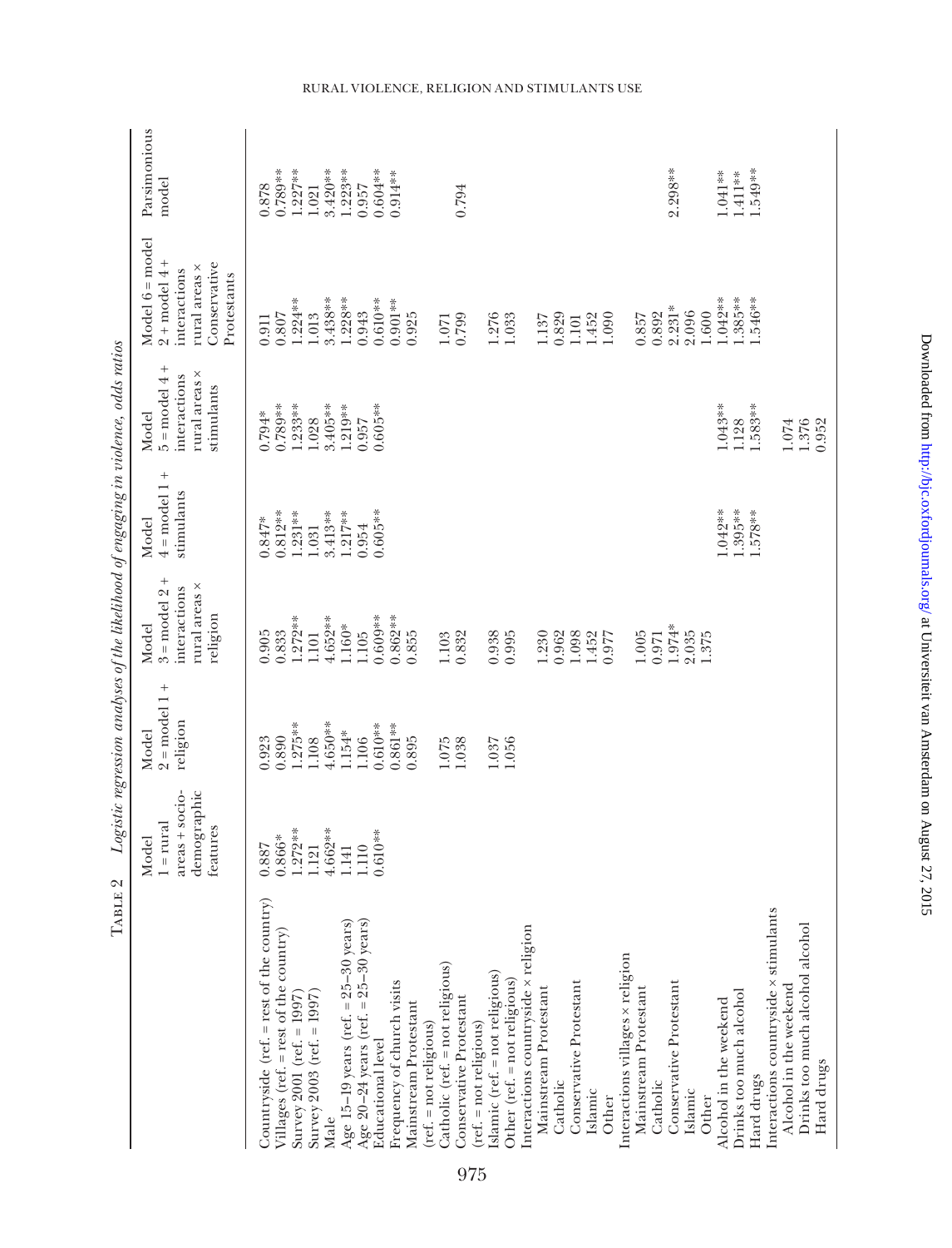TABLE 2 *Logistic regression analyses of the likelihood of engaging in violence, odds ratios*

| | Model 1 = rural areas + socio-demographic features | Model 2 = model 1 + religion | Model 3 = model 2 + interactions rural areas × religion | Model 4 = model 1 + stimulants | Model 5 = model 4 + interactions rural areas × stimulants | Model 6 = model 2 + model 4 + interactions rural areas × Conservative Protestants | Parsimonious model |
|---|---|---|---|---|---|---|---|
| Countryside (ref. = rest of the country) | 0.887 | 0.923 | 0.905 | 0.847* | 0.794* | 0.911 | 0.878 |
| Villages (ref. = rest of the country) | 0.866* | 0.890 | 0.833 | 0.812** | 0.789** | 0.807 | 0.789** |
| Survey 2001 (ref. = 1997) | 1.272** | 1.275** | 1.272** | 1.231** | 1.233** | 1.224** | 1.227** |
| Survey 2003 (ref. = 1997) | 1.121 | 1.108 | 1.101 | 1.031 | 1.028 | 1.013 | 1.021 |
| Male | 4.662** | 4.650** | 4.652** | 3.413** | 3.405** | 3.438** | 3.420** |
| Age 15–19 years (ref. = 25–30 years) | 1.141 | 1.154* | 1.160* | 1.217** | 1.219** | 1.228** | 1.223** |
| Age 20–24 years (ref. = 25–30 years) | 1.110 | 1.106 | 1.105 | 0.954 | 0.957 | 0.943 | 0.957 |
| Educational level | 0.610** | 0.610** | 0.609** | 0.605** | 0.605** | 0.610** | 0.604** |
| Frequency of church visits | | 0.861** | 0.862** | | | 0.901** | 0.914** |
| Mainstream Protestant (ref. = not religious) | | 0.895 | 0.855 | | | 0.925 | |
| Catholic (ref. = not religious) | | 1.075 | 1.103 | | | 1.071 | |
| Conservative Protestant (ref. = not religious) | | 1.038 | 0.832 | | | 0.799 | 0.794 |
| Islamic (ref. = not religious) | | 1.037 | 0.938 | | | 1.276 | |
| Other (ref. = not religious) | | 1.056 | 0.995 | | | 1.033 | |
| Interactions countryside × religion | | | | | | | |
| Mainstream Protestant | | | 1.230 | | | 1.137 | |
| Catholic | | | 0.962 | | | 0.829 | |
| Conservative Protestant | | | 1.098 | | | 1.101 | |
| Islamic | | | 1.452 | | | 1.452 | |
| Other | | | 0.977 | | | 1.090 | |
| Interactions villages × religion | | | | | | | |
| Mainstream Protestant | | | 1.005 | | | 0.857 | |
| Catholic | | | 0.971 | | | 0.892 | |
| Conservative Protestant | | | 1.974* | | | 2.231* | 2.298** |
| Islamic | | | 2.035 | | | 2.096 | |
| Other | | | 1.375 | | | 1.600 | |
| Alcohol in the weekend | | | | 1.042** | 1.043** | 1.042** | 1.041** |
| Drinks too much alcohol | | | | 1.395** | 1.128 | 1.385** | 1.411** |
| Hard drugs | | | | 1.578** | 1.583** | 1.546** | 1.549** |
| Interactions countryside × stimulants | | | | | | | |
| Alcohol in the weekend | | | | | 1.074 | | |
| Drinks too much alcohol alcohol | | | | | 1.376 | | |
| Hard drugs | | | | | 0.952 | | |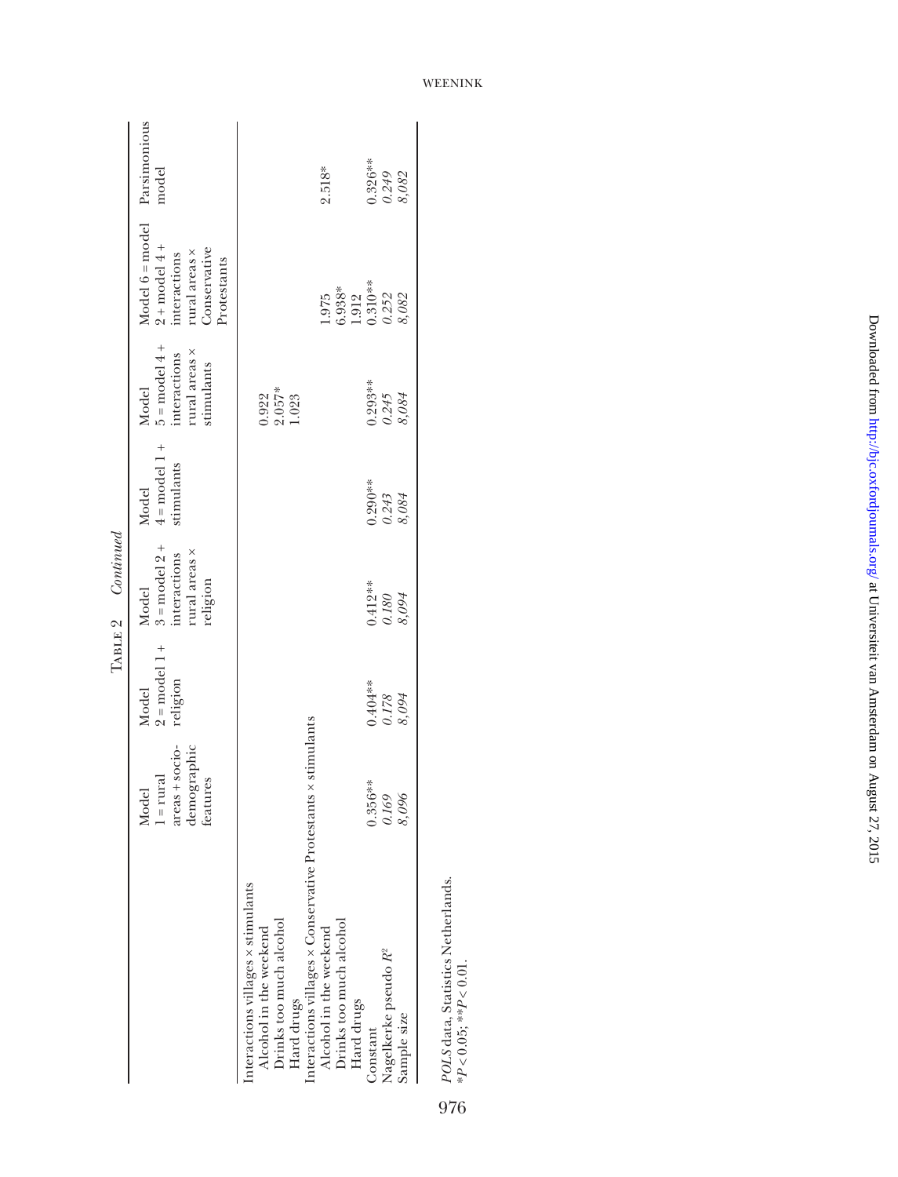TABLE 2 *Continued*

| | Model 1 = rural areas + socio-demographic features | Model 2 = model 1 + religion | Model 3 = model 2 + interactions rural areas × religion | Model 4 = model 1 + stimulants | Model 5 = model 4 + interactions rural areas × stimulants | Model 6 = model 2 + model 4 + interactions rural areas × Conservative Protestants | Parsimonious model |
|---|---|---|---|---|---|---|---|
| Interactions villages × stimulants | | | | | | | |
| Alcohol in the weekend | | | | | 0.922 | | |
| Drinks too much alcohol | | | | | 2.057* | | |
| Hard drugs | | | | | 1.023 | | |
| Interactions villages × Conservative Protestants × stimulants | | | | | | | |
| Alcohol in the weekend | | | | | | 1.975 | |
| Drinks too much alcohol | | | | | | 6.938* | 2.518* |
| Hard drugs | | | | | | 1.912 | |
| Constant | 0.356** | 0.404** | 0.412** | 0.290** | 0.293** | 0.310** | 0.326** |
| Nagelkerke pseudo $R^2$ | *0.169* | *0.178* | *0.180* | *0.243* | *0.245* | *0.252* | *0.249* |
| Sample size | *8,096* | *8,094* | *8,094* | *8,084* | *8,084* | *8,082* | *8,082* |

*POLS* data, Statistics Netherlands.
$*P < 0.05$; $**P < 0.01$.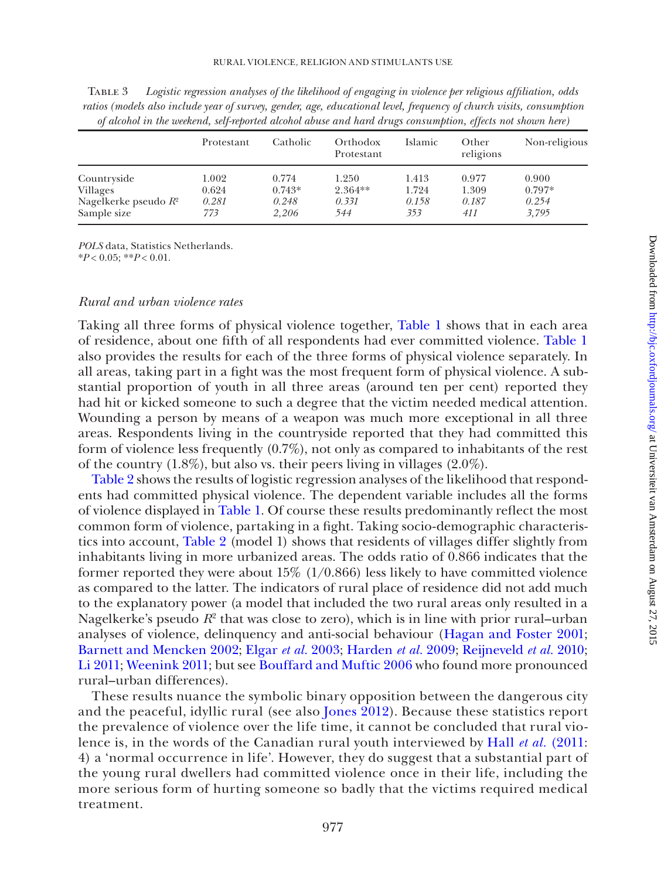Table 3 *Logistic regression analyses of the likelihood of engaging in violence per religious affiliation, odds ratios (models also include year of survey, gender, age, educational level, frequency of church visits, consumption of alcohol in the weekend, self-reported alcohol abuse and hard drugs consumption, effects not shown here)*

| | Protestant | Catholic | Orthodox Protestant | Islamic | Other religions | Non-religious |
|---|---|---|---|---|---|---|
| Countryside | 1.002 | 0.774 | 1.250 | 1.413 | 0.977 | 0.900 |
| Villages | 0.624 | 0.743* | 2.364** | 1.724 | 1.309 | 0.797* |
| Nagelkerke pseudo $R^2$ | *0.281* | *0.248* | *0.331* | *0.158* | *0.187* | *0.254* |
| Sample size | *773* | *2,206* | *544* | *353* | *411* | *3,795* |

*POLS* data, Statistics Netherlands.
*$P < 0.05$; **$P < 0.01$.

### *Rural and urban violence rates*

Taking all three forms of physical violence together, Table 1 shows that in each area of residence, about one fifth of all respondents had ever committed violence. Table 1 also provides the results for each of the three forms of physical violence separately. In all areas, taking part in a fight was the most frequent form of physical violence. A substantial proportion of youth in all three areas (around ten per cent) reported they had hit or kicked someone to such a degree that the victim needed medical attention. Wounding a person by means of a weapon was much more exceptional in all three areas. Respondents living in the countryside reported that they had committed this form of violence less frequently (0.7%), not only as compared to inhabitants of the rest of the country (1.8%), but also vs. their peers living in villages (2.0%).

Table 2 shows the results of logistic regression analyses of the likelihood that respondents had committed physical violence. The dependent variable includes all the forms of violence displayed in Table 1. Of course these results predominantly reflect the most common form of violence, partaking in a fight. Taking socio-demographic characteristics into account, Table 2 (model 1) shows that residents of villages differ slightly from inhabitants living in more urbanized areas. The odds ratio of 0.866 indicates that the former reported they were about 15% (1/0.866) less likely to have committed violence as compared to the latter. The indicators of rural place of residence did not add much to the explanatory power (a model that included the two rural areas only resulted in a Nagelkerke's pseudo $R^2$ that was close to zero), which is in line with prior rural–urban analyses of violence, delinquency and anti-social behaviour (Hagan and Foster 2001; Barnett and Mencken 2002; Elgar *et al.* 2003; Harden *et al.* 2009; Reijneveld *et al.* 2010; Li 2011; Weenink 2011; but see Bouffard and Muftic 2006 who found more pronounced rural–urban differences).

These results nuance the symbolic binary opposition between the dangerous city and the peaceful, idyllic rural (see also Jones 2012). Because these statistics report the prevalence of violence over the life time, it cannot be concluded that rural violence is, in the words of the Canadian rural youth interviewed by Hall *et al.* (2011: 4) a 'normal occurrence in life'. However, they do suggest that a substantial part of the young rural dwellers had committed violence once in their life, including the more serious form of hurting someone so badly that the victims required medical treatment.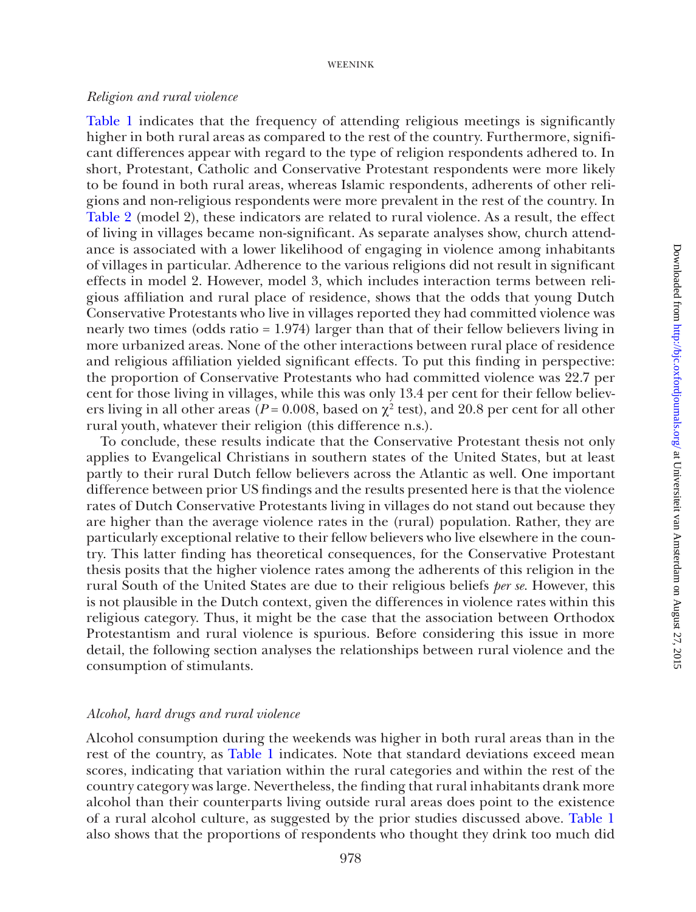*Religion and rural violence*

Table 1 indicates that the frequency of attending religious meetings is significantly higher in both rural areas as compared to the rest of the country. Furthermore, significant differences appear with regard to the type of religion respondents adhered to. In short, Protestant, Catholic and Conservative Protestant respondents were more likely to be found in both rural areas, whereas Islamic respondents, adherents of other religions and non-religious respondents were more prevalent in the rest of the country. In Table 2 (model 2), these indicators are related to rural violence. As a result, the effect of living in villages became non-significant. As separate analyses show, church attendance is associated with a lower likelihood of engaging in violence among inhabitants of villages in particular. Adherence to the various religions did not result in significant effects in model 2. However, model 3, which includes interaction terms between religious affiliation and rural place of residence, shows that the odds that young Dutch Conservative Protestants who live in villages reported they had committed violence was nearly two times (odds ratio = 1.974) larger than that of their fellow believers living in more urbanized areas. None of the other interactions between rural place of residence and religious affiliation yielded significant effects. To put this finding in perspective: the proportion of Conservative Protestants who had committed violence was 22.7 per cent for those living in villages, while this was only 13.4 per cent for their fellow believers living in all other areas ($P = 0.008$, based on $\chi^2$ test), and 20.8 per cent for all other rural youth, whatever their religion (this difference n.s.).

To conclude, these results indicate that the Conservative Protestant thesis not only applies to Evangelical Christians in southern states of the United States, but at least partly to their rural Dutch fellow believers across the Atlantic as well. One important difference between prior US findings and the results presented here is that the violence rates of Dutch Conservative Protestants living in villages do not stand out because they are higher than the average violence rates in the (rural) population. Rather, they are particularly exceptional relative to their fellow believers who live elsewhere in the country. This latter finding has theoretical consequences, for the Conservative Protestant thesis posits that the higher violence rates among the adherents of this religion in the rural South of the United States are due to their religious beliefs *per se*. However, this is not plausible in the Dutch context, given the differences in violence rates within this religious category. Thus, it might be the case that the association between Orthodox Protestantism and rural violence is spurious. Before considering this issue in more detail, the following section analyses the relationships between rural violence and the consumption of stimulants.

*Alcohol, hard drugs and rural violence*

Alcohol consumption during the weekends was higher in both rural areas than in the rest of the country, as Table 1 indicates. Note that standard deviations exceed mean scores, indicating that variation within the rural categories and within the rest of the country category was large. Nevertheless, the finding that rural inhabitants drank more alcohol than their counterparts living outside rural areas does point to the existence of a rural alcohol culture, as suggested by the prior studies discussed above. Table 1 also shows that the proportions of respondents who thought they drink too much did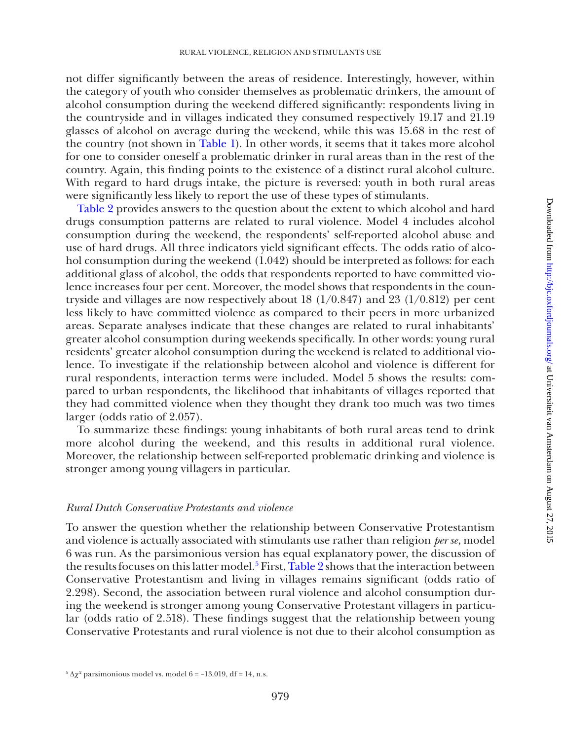not differ significantly between the areas of residence. Interestingly, however, within the category of youth who consider themselves as problematic drinkers, the amount of alcohol consumption during the weekend differed significantly: respondents living in the countryside and in villages indicated they consumed respectively 19.17 and 21.19 glasses of alcohol on average during the weekend, while this was 15.68 in the rest of the country (not shown in Table 1). In other words, it seems that it takes more alcohol for one to consider oneself a problematic drinker in rural areas than in the rest of the country. Again, this finding points to the existence of a distinct rural alcohol culture. With regard to hard drugs intake, the picture is reversed: youth in both rural areas were significantly less likely to report the use of these types of stimulants.

Table 2 provides answers to the question about the extent to which alcohol and hard drugs consumption patterns are related to rural violence. Model 4 includes alcohol consumption during the weekend, the respondents' self-reported alcohol abuse and use of hard drugs. All three indicators yield significant effects. The odds ratio of alcohol consumption during the weekend (1.042) should be interpreted as follows: for each additional glass of alcohol, the odds that respondents reported to have committed violence increases four per cent. Moreover, the model shows that respondents in the countryside and villages are now respectively about 18 (1/0.847) and 23 (1/0.812) per cent less likely to have committed violence as compared to their peers in more urbanized areas. Separate analyses indicate that these changes are related to rural inhabitants' greater alcohol consumption during weekends specifically. In other words: young rural residents' greater alcohol consumption during the weekend is related to additional violence. To investigate if the relationship between alcohol and violence is different for rural respondents, interaction terms were included. Model 5 shows the results: compared to urban respondents, the likelihood that inhabitants of villages reported that they had committed violence when they thought they drank too much was two times larger (odds ratio of 2.057).

To summarize these findings: young inhabitants of both rural areas tend to drink more alcohol during the weekend, and this results in additional rural violence. Moreover, the relationship between self-reported problematic drinking and violence is stronger among young villagers in particular.

### *Rural Dutch Conservative Protestants and violence*

To answer the question whether the relationship between Conservative Protestantism and violence is actually associated with stimulants use rather than religion *per se*, model 6 was run. As the parsimonious version has equal explanatory power, the discussion of the results focuses on this latter model.[5] First, Table 2 shows that the interaction between Conservative Protestantism and living in villages remains significant (odds ratio of 2.298). Second, the association between rural violence and alcohol consumption during the weekend is stronger among young Conservative Protestant villagers in particular (odds ratio of 2.518). These findings suggest that the relationship between young Conservative Protestants and rural violence is not due to their alcohol consumption as

[5] $\Delta\chi^2$ parsimonious model vs. model 6 = –13.019, df = 14, n.s.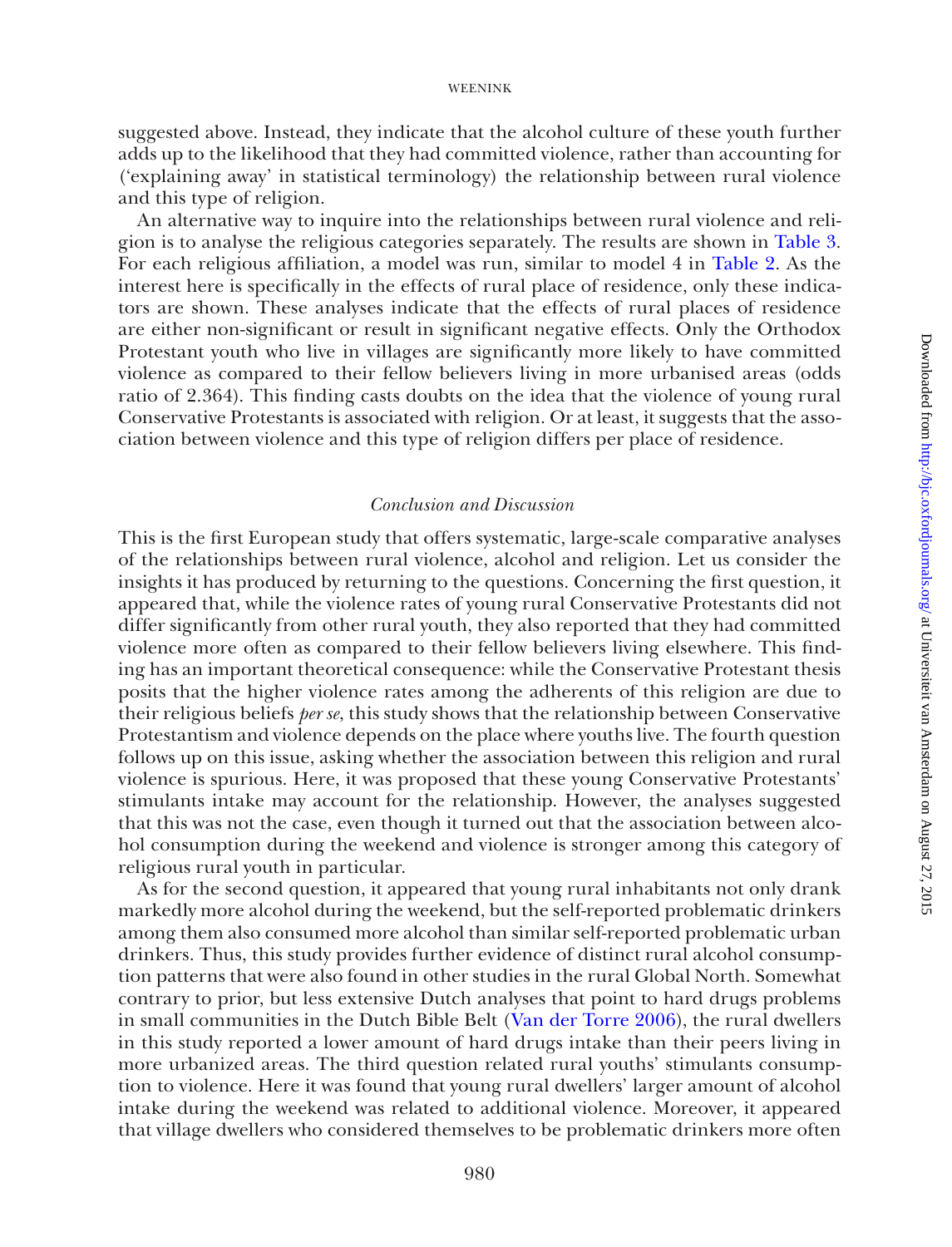suggested above. Instead, they indicate that the alcohol culture of these youth further adds up to the likelihood that they had committed violence, rather than accounting for ('explaining away' in statistical terminology) the relationship between rural violence and this type of religion.

An alternative way to inquire into the relationships between rural violence and religion is to analyse the religious categories separately. The results are shown in Table 3. For each religious affiliation, a model was run, similar to model 4 in Table 2. As the interest here is specifically in the effects of rural place of residence, only these indicators are shown. These analyses indicate that the effects of rural places of residence are either non-significant or result in significant negative effects. Only the Orthodox Protestant youth who live in villages are significantly more likely to have committed violence as compared to their fellow believers living in more urbanised areas (odds ratio of 2.364). This finding casts doubts on the idea that the violence of young rural Conservative Protestants is associated with religion. Or at least, it suggests that the association between violence and this type of religion differs per place of residence.

## *Conclusion and Discussion*

This is the first European study that offers systematic, large-scale comparative analyses of the relationships between rural violence, alcohol and religion. Let us consider the insights it has produced by returning to the questions. Concerning the first question, it appeared that, while the violence rates of young rural Conservative Protestants did not differ significantly from other rural youth, they also reported that they had committed violence more often as compared to their fellow believers living elsewhere. This finding has an important theoretical consequence: while the Conservative Protestant thesis posits that the higher violence rates among the adherents of this religion are due to their religious beliefs *per se*, this study shows that the relationship between Conservative Protestantism and violence depends on the place where youths live. The fourth question follows up on this issue, asking whether the association between this religion and rural violence is spurious. Here, it was proposed that these young Conservative Protestants' stimulants intake may account for the relationship. However, the analyses suggested that this was not the case, even though it turned out that the association between alcohol consumption during the weekend and violence is stronger among this category of religious rural youth in particular.

As for the second question, it appeared that young rural inhabitants not only drank markedly more alcohol during the weekend, but the self-reported problematic drinkers among them also consumed more alcohol than similar self-reported problematic urban drinkers. Thus, this study provides further evidence of distinct rural alcohol consumption patterns that were also found in other studies in the rural Global North. Somewhat contrary to prior, but less extensive Dutch analyses that point to hard drugs problems in small communities in the Dutch Bible Belt (Van der Torre 2006), the rural dwellers in this study reported a lower amount of hard drugs intake than their peers living in more urbanized areas. The third question related rural youths' stimulants consumption to violence. Here it was found that young rural dwellers' larger amount of alcohol intake during the weekend was related to additional violence. Moreover, it appeared that village dwellers who considered themselves to be problematic drinkers more often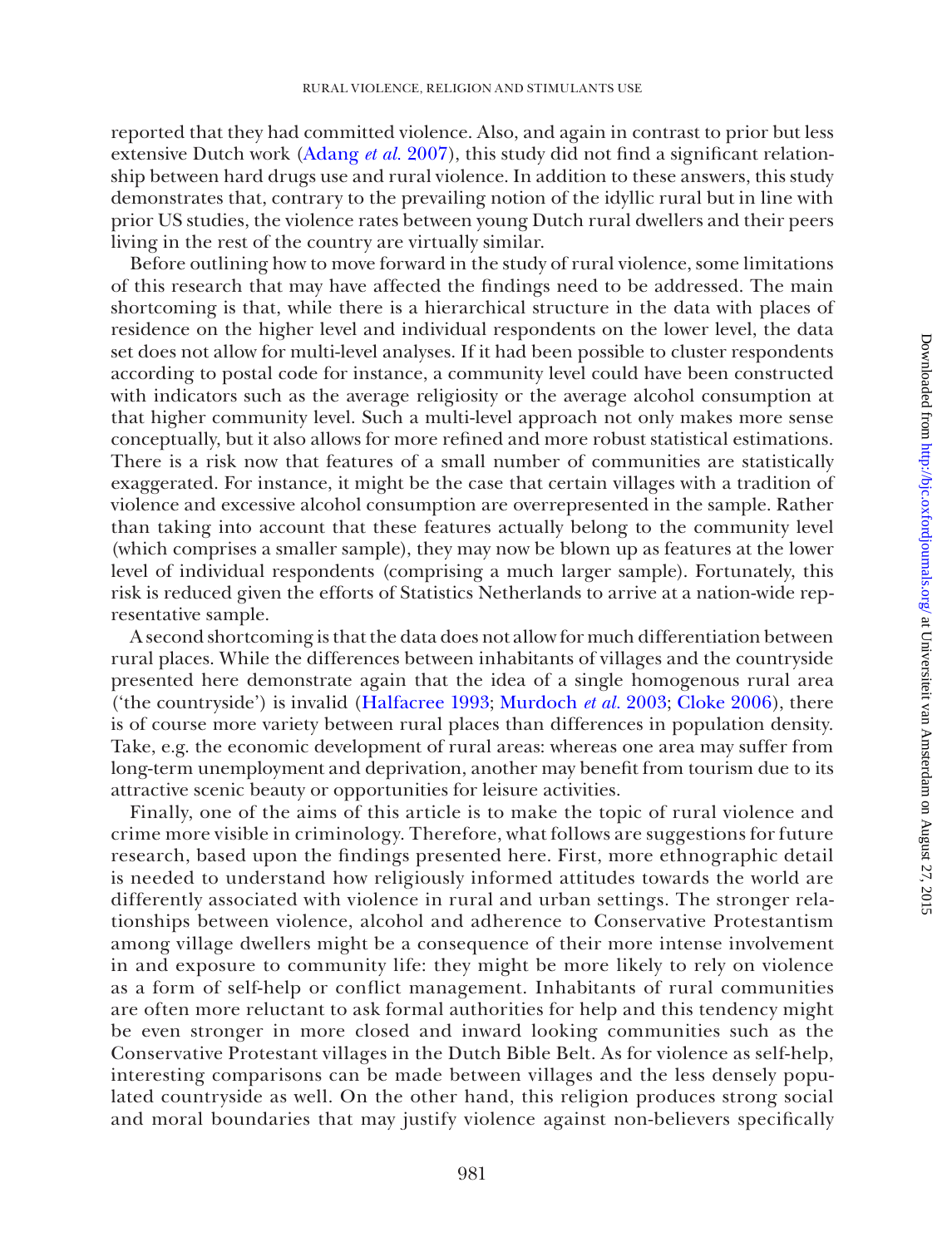reported that they had committed violence. Also, and again in contrast to prior but less extensive Dutch work (Adang *et al.* 2007), this study did not find a significant relationship between hard drugs use and rural violence. In addition to these answers, this study demonstrates that, contrary to the prevailing notion of the idyllic rural but in line with prior US studies, the violence rates between young Dutch rural dwellers and their peers living in the rest of the country are virtually similar.

Before outlining how to move forward in the study of rural violence, some limitations of this research that may have affected the findings need to be addressed. The main shortcoming is that, while there is a hierarchical structure in the data with places of residence on the higher level and individual respondents on the lower level, the data set does not allow for multi-level analyses. If it had been possible to cluster respondents according to postal code for instance, a community level could have been constructed with indicators such as the average religiosity or the average alcohol consumption at that higher community level. Such a multi-level approach not only makes more sense conceptually, but it also allows for more refined and more robust statistical estimations. There is a risk now that features of a small number of communities are statistically exaggerated. For instance, it might be the case that certain villages with a tradition of violence and excessive alcohol consumption are overrepresented in the sample. Rather than taking into account that these features actually belong to the community level (which comprises a smaller sample), they may now be blown up as features at the lower level of individual respondents (comprising a much larger sample). Fortunately, this risk is reduced given the efforts of Statistics Netherlands to arrive at a nation-wide representative sample.

A second shortcoming is that the data does not allow for much differentiation between rural places. While the differences between inhabitants of villages and the countryside presented here demonstrate again that the idea of a single homogenous rural area ('the countryside') is invalid (Halfacree 1993; Murdoch *et al.* 2003; Cloke 2006), there is of course more variety between rural places than differences in population density. Take, e.g. the economic development of rural areas: whereas one area may suffer from long-term unemployment and deprivation, another may benefit from tourism due to its attractive scenic beauty or opportunities for leisure activities.

Finally, one of the aims of this article is to make the topic of rural violence and crime more visible in criminology. Therefore, what follows are suggestions for future research, based upon the findings presented here. First, more ethnographic detail is needed to understand how religiously informed attitudes towards the world are differently associated with violence in rural and urban settings. The stronger relationships between violence, alcohol and adherence to Conservative Protestantism among village dwellers might be a consequence of their more intense involvement in and exposure to community life: they might be more likely to rely on violence as a form of self-help or conflict management. Inhabitants of rural communities are often more reluctant to ask formal authorities for help and this tendency might be even stronger in more closed and inward looking communities such as the Conservative Protestant villages in the Dutch Bible Belt. As for violence as self-help, interesting comparisons can be made between villages and the less densely populated countryside as well. On the other hand, this religion produces strong social and moral boundaries that may justify violence against non-believers specifically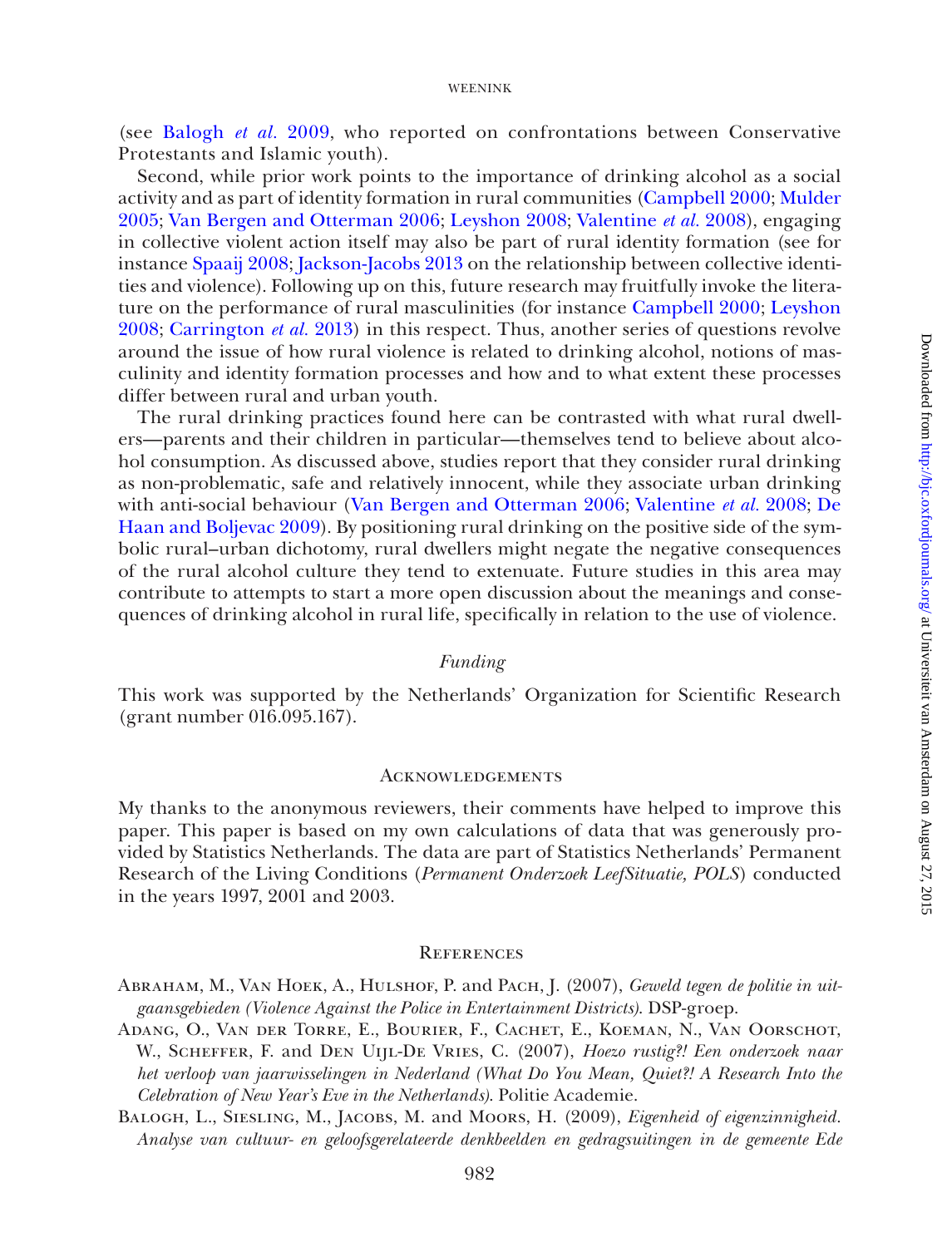(see Balogh *et al.* 2009, who reported on confrontations between Conservative Protestants and Islamic youth).

Second, while prior work points to the importance of drinking alcohol as a social activity and as part of identity formation in rural communities (Campbell 2000; Mulder 2005; Van Bergen and Otterman 2006; Leyshon 2008; Valentine *et al.* 2008), engaging in collective violent action itself may also be part of rural identity formation (see for instance Spaaij 2008; Jackson-Jacobs 2013 on the relationship between collective identities and violence). Following up on this, future research may fruitfully invoke the literature on the performance of rural masculinities (for instance Campbell 2000; Leyshon 2008; Carrington *et al.* 2013) in this respect. Thus, another series of questions revolve around the issue of how rural violence is related to drinking alcohol, notions of masculinity and identity formation processes and how and to what extent these processes differ between rural and urban youth.

The rural drinking practices found here can be contrasted with what rural dwellers—parents and their children in particular—themselves tend to believe about alcohol consumption. As discussed above, studies report that they consider rural drinking as non-problematic, safe and relatively innocent, while they associate urban drinking with anti-social behaviour (Van Bergen and Otterman 2006; Valentine *et al.* 2008; De Haan and Boljevac 2009). By positioning rural drinking on the positive side of the symbolic rural–urban dichotomy, rural dwellers might negate the negative consequences of the rural alcohol culture they tend to extenuate. Future studies in this area may contribute to attempts to start a more open discussion about the meanings and consequences of drinking alcohol in rural life, specifically in relation to the use of violence.

## *Funding*

This work was supported by the Netherlands' Organization for Scientific Research (grant number 016.095.167).

## Acknowledgements

My thanks to the anonymous reviewers, their comments have helped to improve this paper. This paper is based on my own calculations of data that was generously provided by Statistics Netherlands. The data are part of Statistics Netherlands' Permanent Research of the Living Conditions (*Permanent Onderzoek LeefSituatie, POLS*) conducted in the years 1997, 2001 and 2003.

## References

Abraham, M., Van Hoek, A., Hulshof, P. and Pach, J. (2007), *Geweld tegen de politie in uitgaansgebieden (Violence Against the Police in Entertainment Districts)*. DSP-groep.

Adang, O., Van der Torre, E., Bourier, F., Cachet, E., Koeman, N., Van Oorschot, W., Scheffer, F. and Den Uijl-De Vries, C. (2007), *Hoezo rustig?! Een onderzoek naar het verloop van jaarwisselingen in Nederland (What Do You Mean, Quiet?! A Research Into the Celebration of New Year's Eve in the Netherlands)*. Politie Academie.

Balogh, L., Siesling, M., Jacobs, M. and Moors, H. (2009), *Eigenheid of eigenzinnigheid. Analyse van cultuur- en geloofsgerelateerde denkbeelden en gedragsuitingen in de gemeente Ede*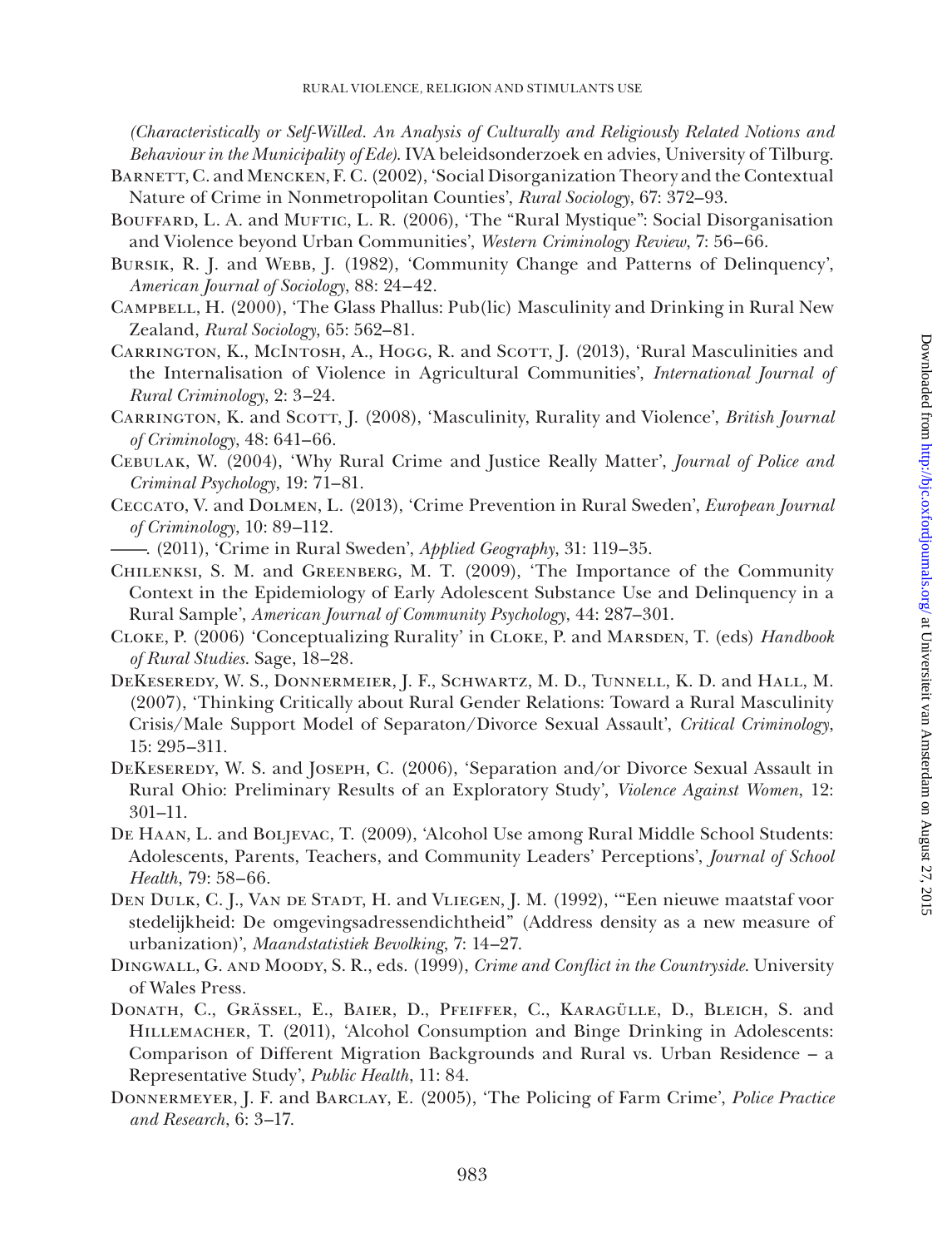*(Characteristically or Self-Willed. An Analysis of Culturally and Religiously Related Notions and Behaviour in the Municipality of Ede)*. IVA beleidsonderzoek en advies, University of Tilburg.

Barnett, C. and Mencken, F. C. (2002), 'Social Disorganization Theory and the Contextual Nature of Crime in Nonmetropolitan Counties', *Rural Sociology*, 67: 372–93.

Bouffard, L. A. and Muftic, L. R. (2006), 'The "Rural Mystique": Social Disorganisation and Violence beyond Urban Communities', *Western Criminology Review*, 7: 56–66.

Bursik, R. J. and Webb, J. (1982), 'Community Change and Patterns of Delinquency', *American Journal of Sociology*, 88: 24–42.

Campbell, H. (2000), 'The Glass Phallus: Pub(lic) Masculinity and Drinking in Rural New Zealand, *Rural Sociology*, 65: 562–81.

Carrington, K., McIntosh, A., Hogg, R. and Scott, J. (2013), 'Rural Masculinities and the Internalisation of Violence in Agricultural Communities', *International Journal of Rural Criminology*, 2: 3–24.

Carrington, K. and Scott, J. (2008), 'Masculinity, Rurality and Violence', *British Journal of Criminology*, 48: 641–66.

Cebulak, W. (2004), 'Why Rural Crime and Justice Really Matter', *Journal of Police and Criminal Psychology*, 19: 71–81.

Ceccato, V. and Dolmen, L. (2013), 'Crime Prevention in Rural Sweden', *European Journal of Criminology*, 10: 89–112.

——. (2011), 'Crime in Rural Sweden', *Applied Geography*, 31: 119–35.

Chilenksi, S. M. and Greenberg, M. T. (2009), 'The Importance of the Community Context in the Epidemiology of Early Adolescent Substance Use and Delinquency in a Rural Sample', *American Journal of Community Psychology*, 44: 287–301.

Cloke, P. (2006) 'Conceptualizing Rurality' in Cloke, P. and Marsden, T. (eds) *Handbook of Rural Studies*. Sage, 18–28.

DeKeseredy, W. S., Donnermeier, J. F., Schwartz, M. D., Tunnell, K. D. and Hall, M. (2007), 'Thinking Critically about Rural Gender Relations: Toward a Rural Masculinity Crisis/Male Support Model of Separaton/Divorce Sexual Assault', *Critical Criminology*, 15: 295–311.

DeKeseredy, W. S. and Joseph, C. (2006), 'Separation and/or Divorce Sexual Assault in Rural Ohio: Preliminary Results of an Exploratory Study', *Violence Against Women*, 12: 301–11.

De Haan, L. and Boljevac, T. (2009), 'Alcohol Use among Rural Middle School Students: Adolescents, Parents, Teachers, and Community Leaders' Perceptions', *Journal of School Health*, 79: 58–66.

Den Dulk, C. J., Van de Stadt, H. and Vliegen, J. M. (1992), '"Een nieuwe maatstaf voor stedelijkheid: De omgevingsadressendichtheid" (Address density as a new measure of urbanization)', *Maandstatistiek Bevolking*, 7: 14–27.

Dingwall, G. and Moody, S. R., eds. (1999), *Crime and Conflict in the Countryside*. University of Wales Press.

Donath, C., Grässel, E., Baier, D., Pfeiffer, C., Karagülle, D., Bleich, S. and Hillemacher, T. (2011), 'Alcohol Consumption and Binge Drinking in Adolescents: Comparison of Different Migration Backgrounds and Rural vs. Urban Residence – a Representative Study', *Public Health*, 11: 84.

Donnermeyer, J. F. and Barclay, E. (2005), 'The Policing of Farm Crime', *Police Practice and Research*, 6: 3–17.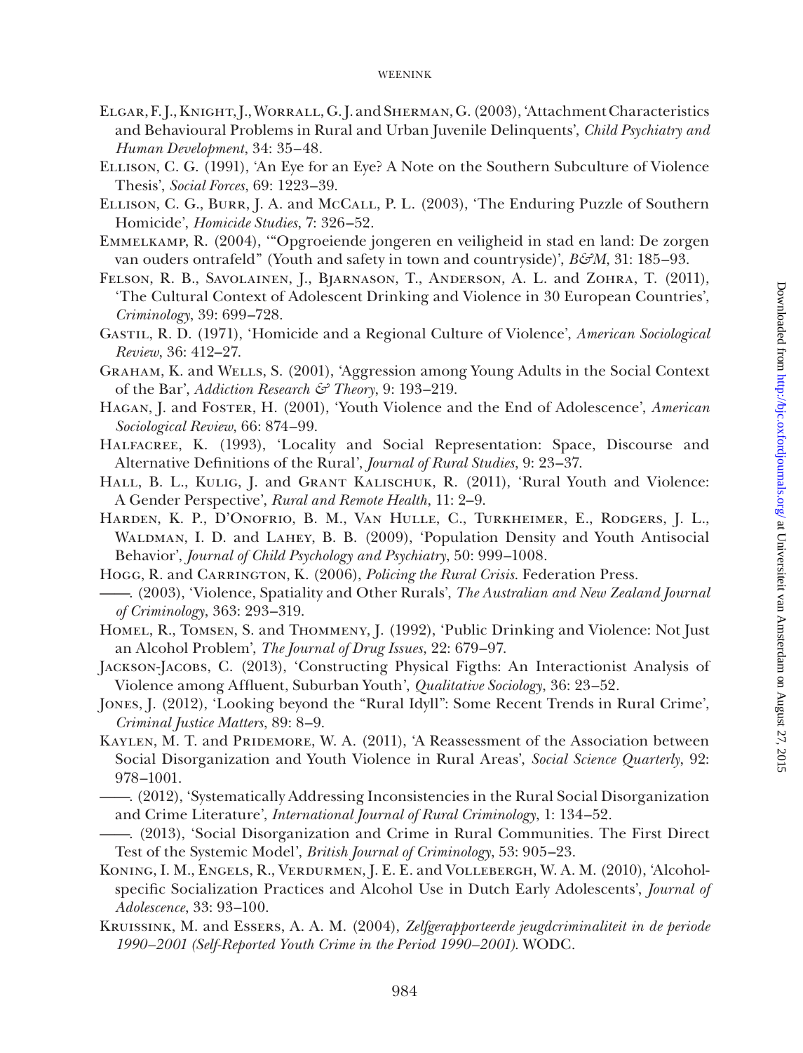Elgar, F. J., Knight, J., Worrall, G. J. and Sherman, G. (2003), 'Attachment Characteristics and Behavioural Problems in Rural and Urban Juvenile Delinquents', *Child Psychiatry and Human Development*, 34: 35–48.

Ellison, C. G. (1991), 'An Eye for an Eye? A Note on the Southern Subculture of Violence Thesis', *Social Forces*, 69: 1223–39.

Ellison, C. G., Burr, J. A. and McCall, P. L. (2003), 'The Enduring Puzzle of Southern Homicide', *Homicide Studies*, 7: 326–52.

Emmelkamp, R. (2004), '"Opgroeiende jongeren en veiligheid in stad en land: De zorgen van ouders ontrafeld" (Youth and safety in town and countryside)', *B&M*, 31: 185–93.

Felson, R. B., Savolainen, J., Bjarnason, T., Anderson, A. L. and Zohra, T. (2011), 'The Cultural Context of Adolescent Drinking and Violence in 30 European Countries', *Criminology*, 39: 699–728.

Gastil, R. D. (1971), 'Homicide and a Regional Culture of Violence', *American Sociological Review*, 36: 412–27.

Graham, K. and Wells, S. (2001), 'Aggression among Young Adults in the Social Context of the Bar', *Addiction Research & Theory*, 9: 193–219.

Hagan, J. and Foster, H. (2001), 'Youth Violence and the End of Adolescence', *American Sociological Review*, 66: 874–99.

Halfacree, K. (1993), 'Locality and Social Representation: Space, Discourse and Alternative Definitions of the Rural', *Journal of Rural Studies*, 9: 23–37.

Hall, B. L., Kulig, J. and Grant Kalischuk, R. (2011), 'Rural Youth and Violence: A Gender Perspective', *Rural and Remote Health*, 11: 2–9.

Harden, K. P., D'Onofrio, B. M., Van Hulle, C., Turkheimer, E., Rodgers, J. L., Waldman, I. D. and Lahey, B. B. (2009), 'Population Density and Youth Antisocial Behavior', *Journal of Child Psychology and Psychiatry*, 50: 999–1008.

Hogg, R. and Carrington, K. (2006), *Policing the Rural Crisis*. Federation Press.

——. (2003), 'Violence, Spatiality and Other Rurals', *The Australian and New Zealand Journal of Criminology*, 363: 293–319.

Homel, R., Tomsen, S. and Thommeny, J. (1992), 'Public Drinking and Violence: Not Just an Alcohol Problem', *The Journal of Drug Issues*, 22: 679–97.

Jackson-Jacobs, C. (2013), 'Constructing Physical Figths: An Interactionist Analysis of Violence among Affluent, Suburban Youth', *Qualitative Sociology*, 36: 23–52.

Jones, J. (2012), 'Looking beyond the "Rural Idyll": Some Recent Trends in Rural Crime', *Criminal Justice Matters*, 89: 8–9.

Kaylen, M. T. and Pridemore, W. A. (2011), 'A Reassessment of the Association between Social Disorganization and Youth Violence in Rural Areas', *Social Science Quarterly*, 92: 978–1001.

——. (2012), 'Systematically Addressing Inconsistencies in the Rural Social Disorganization and Crime Literature', *International Journal of Rural Criminology*, 1: 134–52.

——. (2013), 'Social Disorganization and Crime in Rural Communities. The First Direct Test of the Systemic Model', *British Journal of Criminology*, 53: 905–23.

Koning, I. M., Engels, R., Verdurmen, J. E. E. and Vollebergh, W. A. M. (2010), 'Alcohol-specific Socialization Practices and Alcohol Use in Dutch Early Adolescents', *Journal of Adolescence*, 33: 93–100.

Kruissink, M. and Essers, A. A. M. (2004), *Zelfgerapporteerde jeugdcriminaliteit in de periode 1990–2001 (Self-Reported Youth Crime in the Period 1990–2001)*. WODC.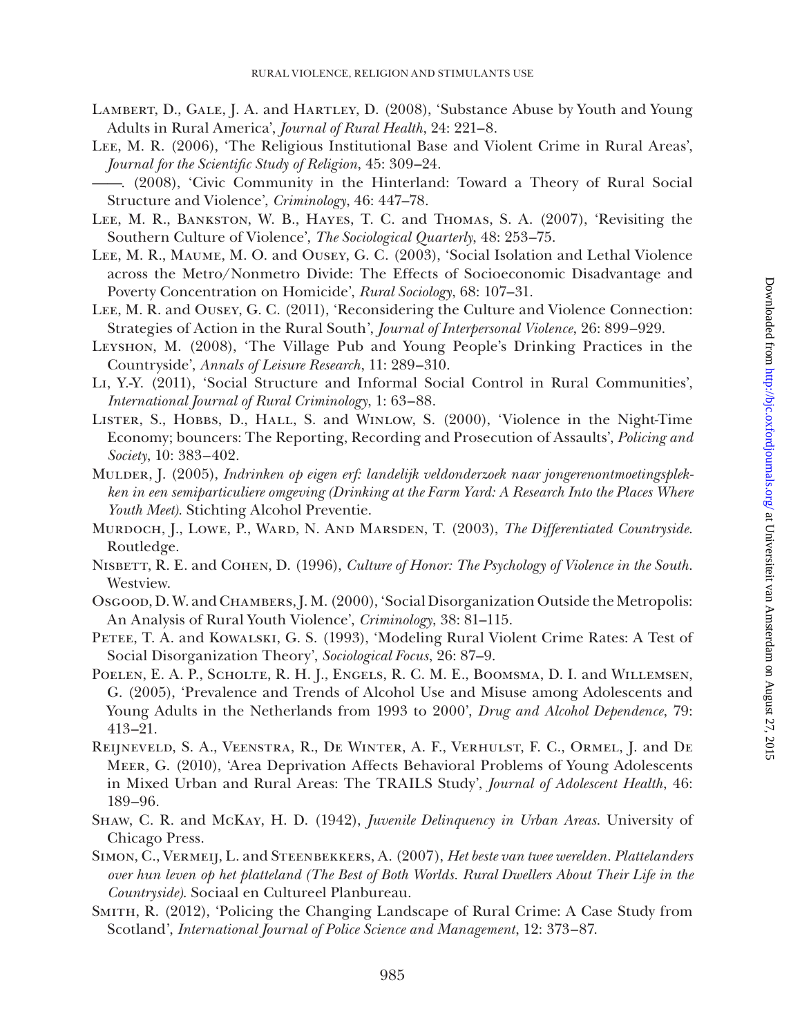Lambert, D., Gale, J. A. and Hartley, D. (2008), 'Substance Abuse by Youth and Young Adults in Rural America', *Journal of Rural Health*, 24: 221–8.

Lee, M. R. (2006), 'The Religious Institutional Base and Violent Crime in Rural Areas', *Journal for the Scientific Study of Religion*, 45: 309–24.

——. (2008), 'Civic Community in the Hinterland: Toward a Theory of Rural Social Structure and Violence', *Criminology*, 46: 447–78.

Lee, M. R., Bankston, W. B., Hayes, T. C. and Thomas, S. A. (2007), 'Revisiting the Southern Culture of Violence', *The Sociological Quarterly*, 48: 253–75.

Lee, M. R., Maume, M. O. and Ousey, G. C. (2003), 'Social Isolation and Lethal Violence across the Metro/Nonmetro Divide: The Effects of Socioeconomic Disadvantage and Poverty Concentration on Homicide', *Rural Sociology*, 68: 107–31.

Lee, M. R. and Ousey, G. C. (2011), 'Reconsidering the Culture and Violence Connection: Strategies of Action in the Rural South', *Journal of Interpersonal Violence*, 26: 899–929.

Leyshon, M. (2008), 'The Village Pub and Young People's Drinking Practices in the Countryside', *Annals of Leisure Research*, 11: 289–310.

Li, Y.-Y. (2011), 'Social Structure and Informal Social Control in Rural Communities', *International Journal of Rural Criminology*, 1: 63–88.

Lister, S., Hobbs, D., Hall, S. and Winlow, S. (2000), 'Violence in the Night-Time Economy; bouncers: The Reporting, Recording and Prosecution of Assaults', *Policing and Society*, 10: 383–402.

Mulder, J. (2005), *Indrinken op eigen erf: landelijk veldonderzoek naar jongerenontmoetingsplekken in een semiparticuliere omgeving (Drinking at the Farm Yard: A Research Into the Places Where Youth Meet)*. Stichting Alcohol Preventie.

Murdoch, J., Lowe, P., Ward, N. And Marsden, T. (2003), *The Differentiated Countryside*. Routledge.

Nisbett, R. E. and Cohen, D. (1996), *Culture of Honor: The Psychology of Violence in the South*. Westview.

Osgood, D. W. and Chambers, J. M. (2000), 'Social Disorganization Outside the Metropolis: An Analysis of Rural Youth Violence', *Criminology*, 38: 81–115.

Petee, T. A. and Kowalski, G. S. (1993), 'Modeling Rural Violent Crime Rates: A Test of Social Disorganization Theory', *Sociological Focus*, 26: 87–9.

Poelen, E. A. P., Scholte, R. H. J., Engels, R. C. M. E., Boomsma, D. I. and Willemsen, G. (2005), 'Prevalence and Trends of Alcohol Use and Misuse among Adolescents and Young Adults in the Netherlands from 1993 to 2000', *Drug and Alcohol Dependence*, 79: 413–21.

Reijneveld, S. A., Veenstra, R., De Winter, A. F., Verhulst, F. C., Ormel, J. and De Meer, G. (2010), 'Area Deprivation Affects Behavioral Problems of Young Adolescents in Mixed Urban and Rural Areas: The TRAILS Study', *Journal of Adolescent Health*, 46: 189–96.

Shaw, C. R. and McKay, H. D. (1942), *Juvenile Delinquency in Urban Areas*. University of Chicago Press.

Simon, C., Vermeij, L. and Steenbekkers, A. (2007), *Het beste van twee werelden. Plattelanders over hun leven op het platteland (The Best of Both Worlds. Rural Dwellers About Their Life in the Countryside)*. Sociaal en Cultureel Planbureau.

Smith, R. (2012), 'Policing the Changing Landscape of Rural Crime: A Case Study from Scotland', *International Journal of Police Science and Management*, 12: 373–87.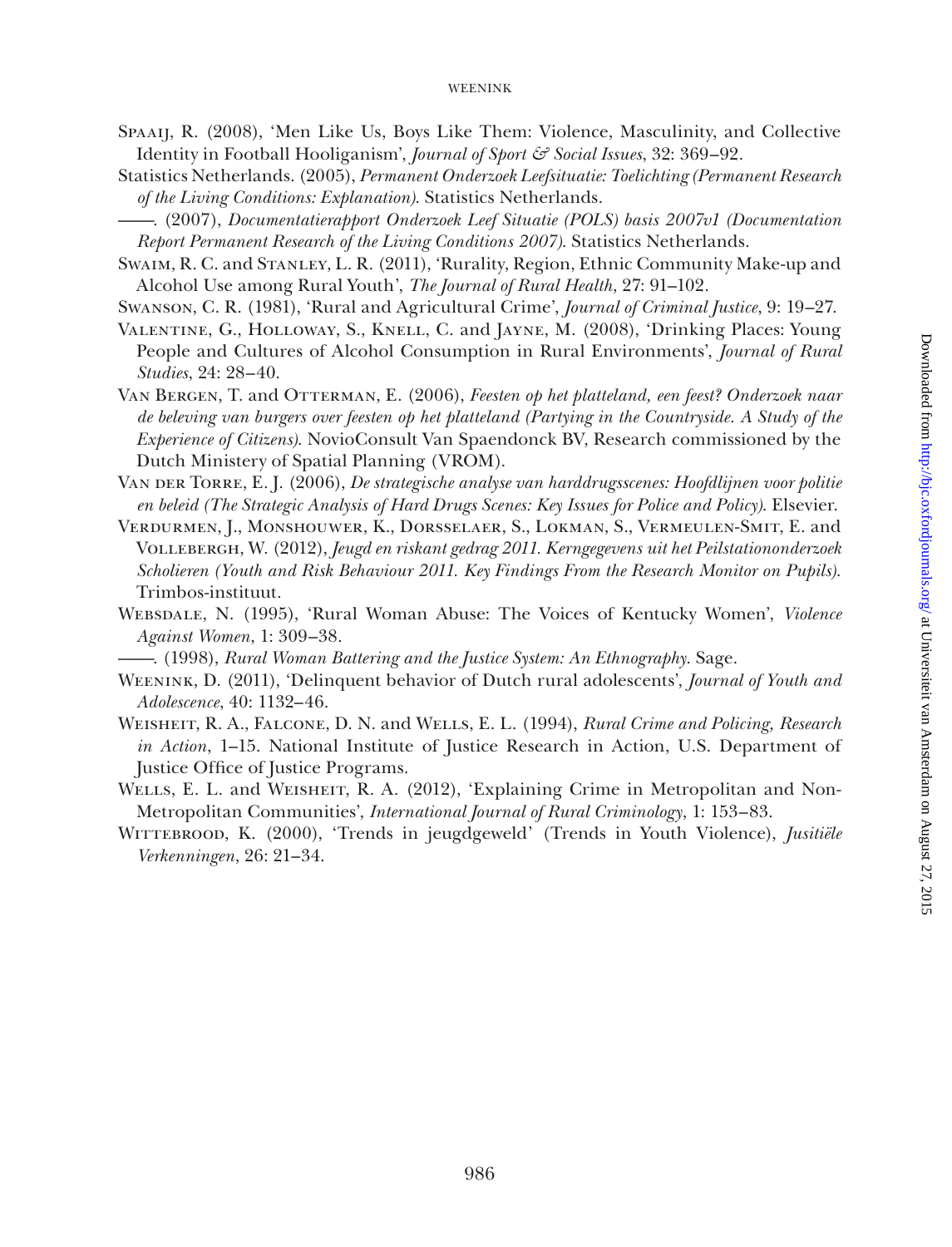Spaaij, R. (2008), 'Men Like Us, Boys Like Them: Violence, Masculinity, and Collective Identity in Football Hooliganism', *Journal of Sport & Social Issues*, 32: 369–92.

Statistics Netherlands. (2005), *Permanent Onderzoek Leefsituatie: Toelichting (Permanent Research of the Living Conditions: Explanation)*. Statistics Netherlands.

——. (2007), *Documentatierapport Onderzoek Leef Situatie (POLS) basis 2007v1 (Documentation Report Permanent Research of the Living Conditions 2007)*. Statistics Netherlands.

Swaim, R. C. and Stanley, L. R. (2011), 'Rurality, Region, Ethnic Community Make-up and Alcohol Use among Rural Youth', *The Journal of Rural Health*, 27: 91–102.

Swanson, C. R. (1981), 'Rural and Agricultural Crime', *Journal of Criminal Justice*, 9: 19–27.

Valentine, G., Holloway, S., Knell, C. and Jayne, M. (2008), 'Drinking Places: Young People and Cultures of Alcohol Consumption in Rural Environments', *Journal of Rural Studies*, 24: 28–40.

Van Bergen, T. and Otterman, E. (2006), *Feesten op het platteland, een feest? Onderzoek naar de beleving van burgers over feesten op het platteland (Partying in the Countryside. A Study of the Experience of Citizens)*. NovioConsult Van Spaendonck BV, Research commissioned by the Dutch Ministery of Spatial Planning (VROM).

Van der Torre, E. J. (2006), *De strategische analyse van harddrugsscenes: Hoofdlijnen voor politie en beleid (The Strategic Analysis of Hard Drugs Scenes: Key Issues for Police and Policy)*. Elsevier.

Verdurmen, J., Monshouwer, K., Dorsselaer, S., Lokman, S., Vermeulen-Smit, E. and Vollebergh, W. (2012), *Jeugd en riskant gedrag 2011. Kerngegevens uit het Peilstationonderzoek Scholieren (Youth and Risk Behaviour 2011. Key Findings From the Research Monitor on Pupils)*. Trimbos-instituut.

Websdale, N. (1995), 'Rural Woman Abuse: The Voices of Kentucky Women', *Violence Against Women*, 1: 309–38.

——. (1998), *Rural Woman Battering and the Justice System: An Ethnography*. Sage.

Weenink, D. (2011), 'Delinquent behavior of Dutch rural adolescents', *Journal of Youth and Adolescence*, 40: 1132–46.

Weisheit, R. A., Falcone, D. N. and Wells, E. L. (1994), *Rural Crime and Policing, Research in Action*, 1–15. National Institute of Justice Research in Action, U.S. Department of Justice Office of Justice Programs.

Wells, E. L. and Weisheit, R. A. (2012), 'Explaining Crime in Metropolitan and Non-Metropolitan Communities', *International Journal of Rural Criminology*, 1: 153–83.

Wittebrood, K. (2000), 'Trends in jeugdgeweld' (Trends in Youth Violence), *Jusitiële Verkenningen*, 26: 21–34.